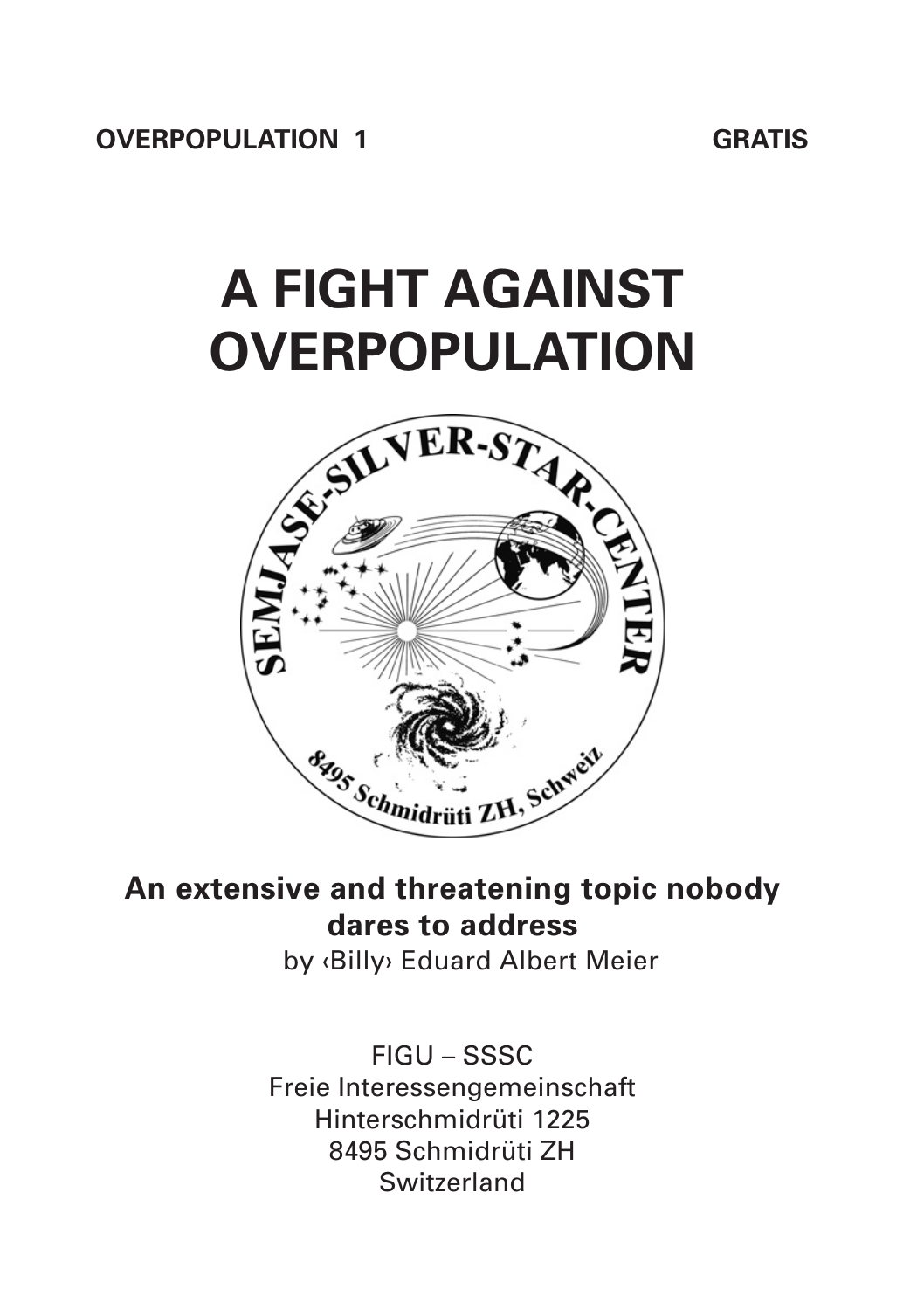**OVERPOPULATION 1** **GRATIS**

# A FIGHT AGAINST OVERPOPULATION

SEMJASE-SILVER-STAR-CENTER

8495 Schmidrüti ZH, Schweiz

**An extensive and threatening topic nobody dares to address**

by ‹Billy› Eduard Albert Meier

FIGU – SSSC
Freie Interessengemeinschaft
Hinterschmidrüti 1225
8495 Schmidrüti ZH
Switzerland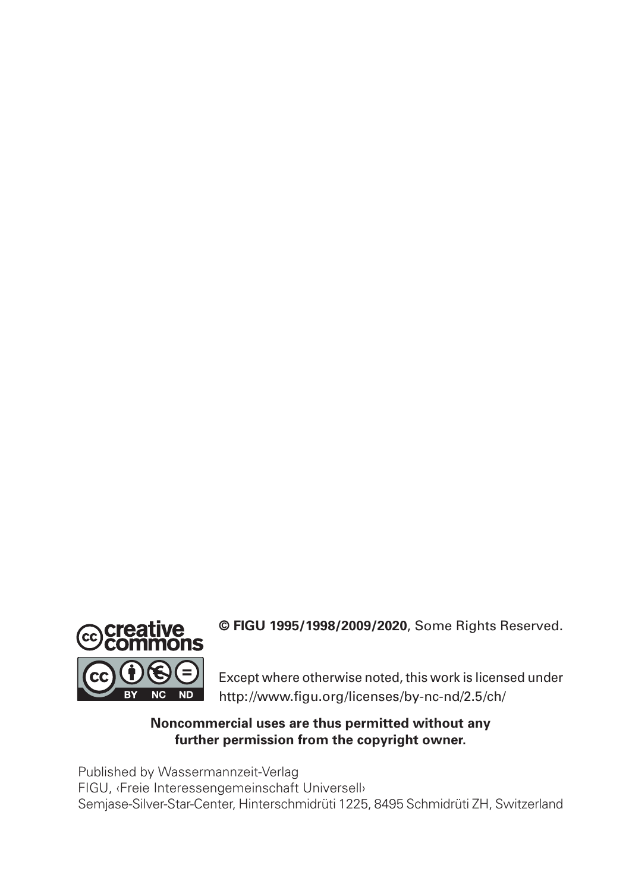**© FIGU 1995/1998/2009/2020**, Some Rights Reserved.

Except where otherwise noted, this work is licensed under
http://www.figu.org/licenses/by-nc-nd/2.5/ch/

**Noncommercial uses are thus permitted without any further permission from the copyright owner.**

Published by Wassermannzeit-Verlag
FIGU, ‹Freie Interessengemeinschaft Universell›
Semjase-Silver-Star-Center, Hinterschmidrüti 1225, 8495 Schmidrüti ZH, Switzerland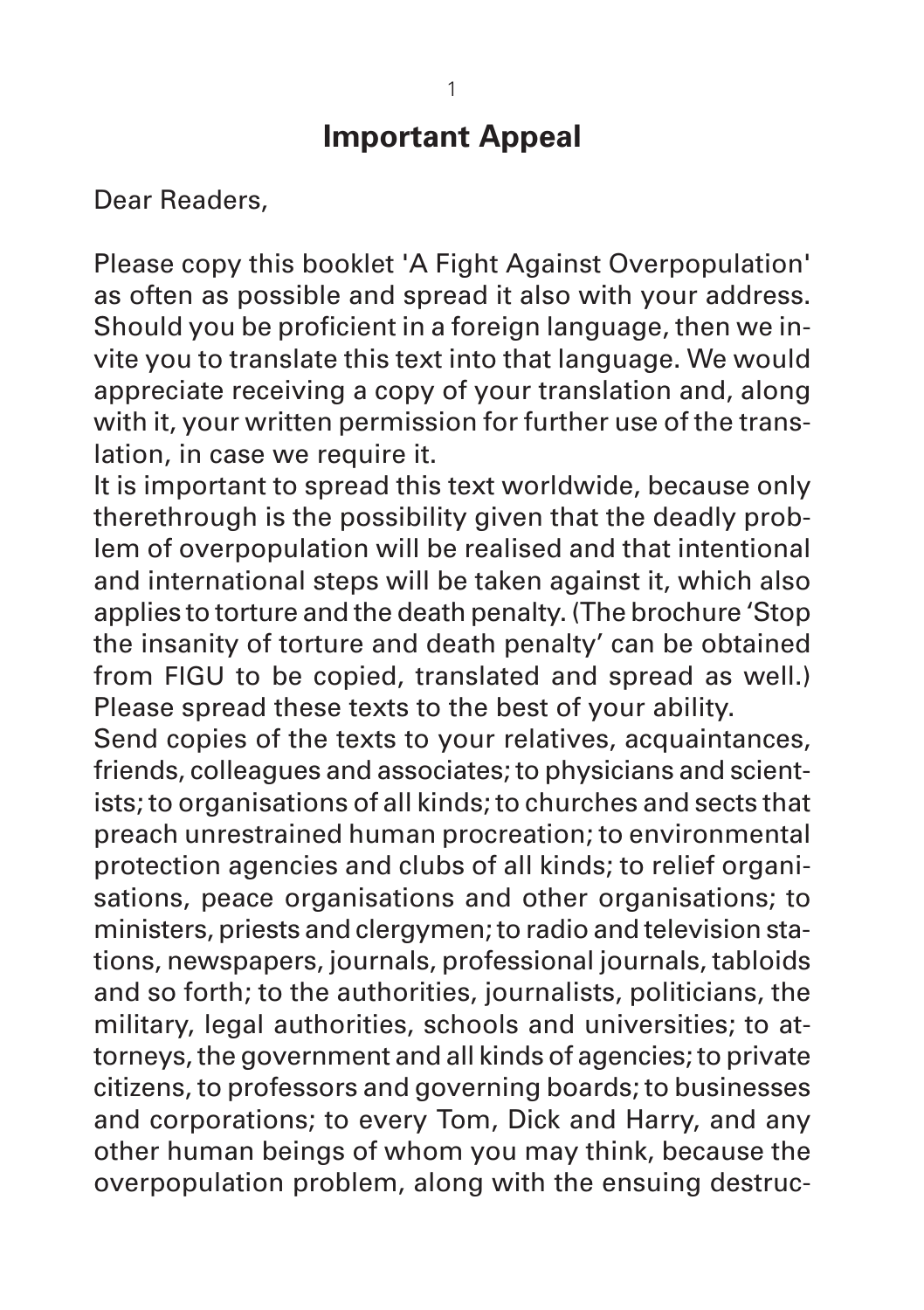# Important Appeal

Dear Readers,

Please copy this booklet 'A Fight Against Overpopulation' as often as possible and spread it also with your address. Should you be proficient in a foreign language, then we invite you to translate this text into that language. We would appreciate receiving a copy of your translation and, along with it, your written permission for further use of the translation, in case we require it.
It is important to spread this text worldwide, because only therethrough is the possibility given that the deadly problem of overpopulation will be realised and that intentional and international steps will be taken against it, which also applies to torture and the death penalty. (The brochure 'Stop the insanity of torture and death penalty' can be obtained from FIGU to be copied, translated and spread as well.) Please spread these texts to the best of your ability.
Send copies of the texts to your relatives, acquaintances, friends, colleagues and associates; to physicians and scientists; to organisations of all kinds; to churches and sects that preach unrestrained human procreation; to environmental protection agencies and clubs of all kinds; to relief organisations, peace organisations and other organisations; to ministers, priests and clergymen; to radio and television stations, newspapers, journals, professional journals, tabloids and so forth; to the authorities, journalists, politicians, the military, legal authorities, schools and universities; to attorneys, the government and all kinds of agencies; to private citizens, to professors and governing boards; to businesses and corporations; to every Tom, Dick and Harry, and any other human beings of whom you may think, because the overpopulation problem, along with the ensuing destruc-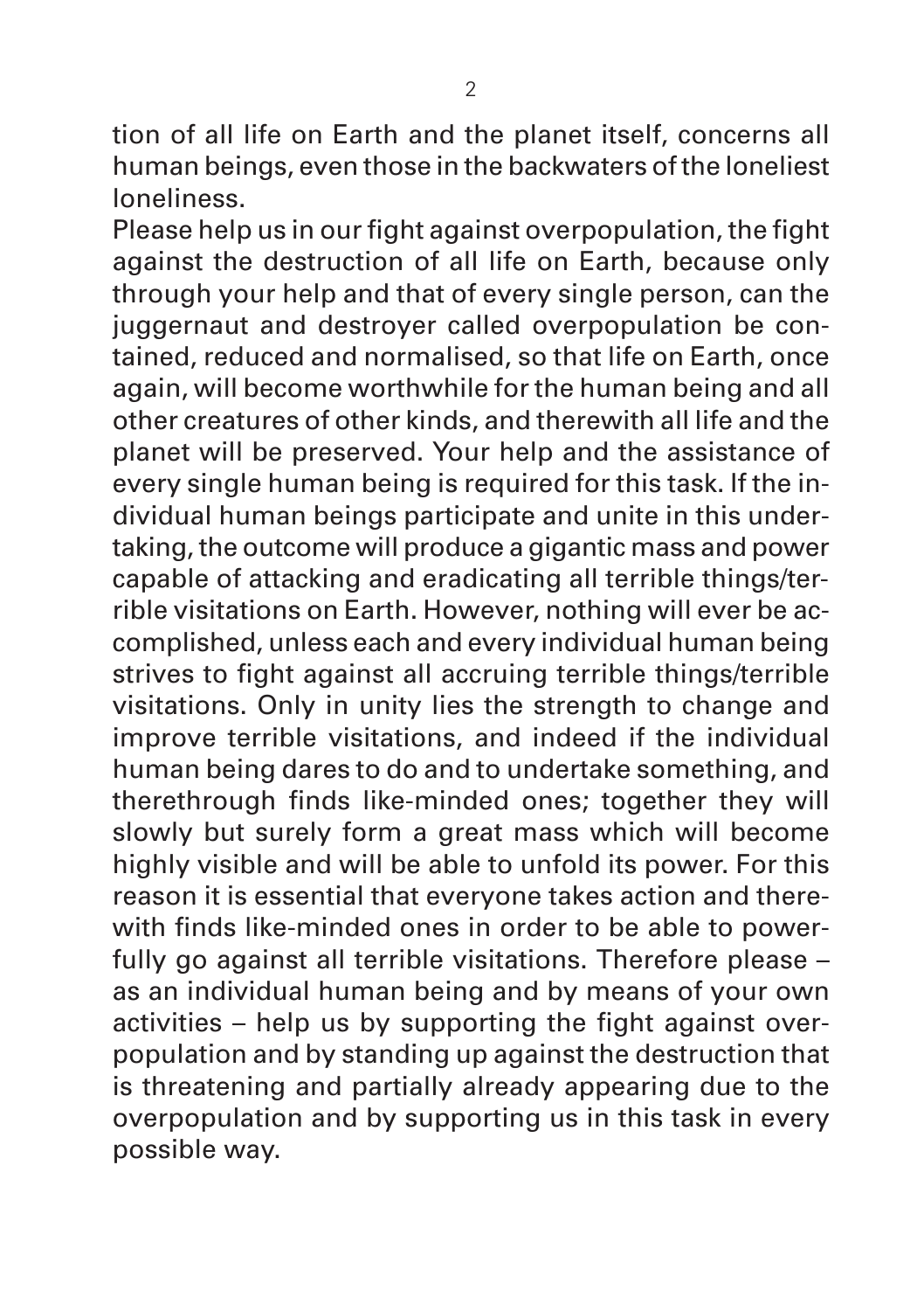tion of all life on Earth and the planet itself, concerns all human beings, even those in the backwaters of the loneliest loneliness.

Please help us in our fight against overpopulation, the fight against the destruction of all life on Earth, because only through your help and that of every single person, can the juggernaut and destroyer called overpopulation be contained, reduced and normalised, so that life on Earth, once again, will become worthwhile for the human being and all other creatures of other kinds, and therewith all life and the planet will be preserved. Your help and the assistance of every single human being is required for this task. If the individual human beings participate and unite in this undertaking, the outcome will produce a gigantic mass and power capable of attacking and eradicating all terrible things/terrible visitations on Earth. However, nothing will ever be accomplished, unless each and every individual human being strives to fight against all accruing terrible things/terrible visitations. Only in unity lies the strength to change and improve terrible visitations, and indeed if the individual human being dares to do and to undertake something, and therethrough finds like-minded ones; together they will slowly but surely form a great mass which will become highly visible and will be able to unfold its power. For this reason it is essential that everyone takes action and therewith finds like-minded ones in order to be able to powerfully go against all terrible visitations. Therefore please – as an individual human being and by means of your own activities – help us by supporting the fight against overpopulation and by standing up against the destruction that is threatening and partially already appearing due to the overpopulation and by supporting us in this task in every possible way.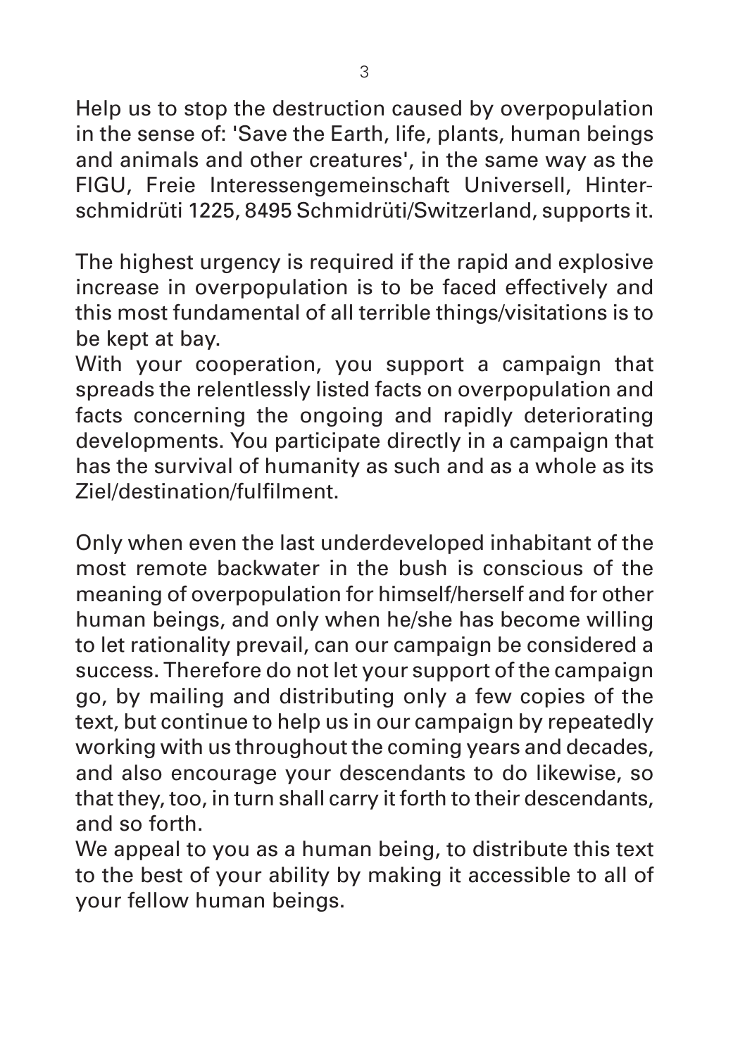Help us to stop the destruction caused by overpopulation in the sense of: 'Save the Earth, life, plants, human beings and animals and other creatures', in the same way as the FIGU, Freie Interessengemeinschaft Universell, Hinterschmidrüti 1225, 8495 Schmidrüti/Switzerland, supports it.

The highest urgency is required if the rapid and explosive increase in overpopulation is to be faced effectively and this most fundamental of all terrible things/visitations is to be kept at bay.
With your cooperation, you support a campaign that spreads the relentlessly listed facts on overpopulation and facts concerning the ongoing and rapidly deteriorating developments. You participate directly in a campaign that has the survival of humanity as such and as a whole as its Ziel/destination/fulfilment.

Only when even the last underdeveloped inhabitant of the most remote backwater in the bush is conscious of the meaning of overpopulation for himself/herself and for other human beings, and only when he/she has become willing to let rationality prevail, can our campaign be considered a success. Therefore do not let your support of the campaign go, by mailing and distributing only a few copies of the text, but continue to help us in our campaign by repeatedly working with us throughout the coming years and decades, and also encourage your descendants to do likewise, so that they, too, in turn shall carry it forth to their descendants, and so forth.
We appeal to you as a human being, to distribute this text to the best of your ability by making it accessible to all of your fellow human beings.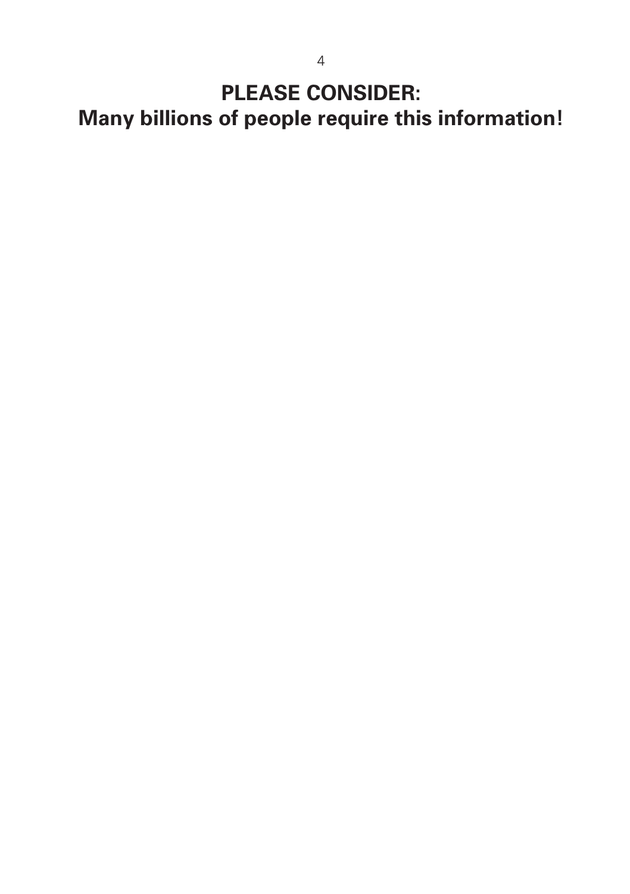# PLEASE CONSIDER:
# Many billions of people require this information!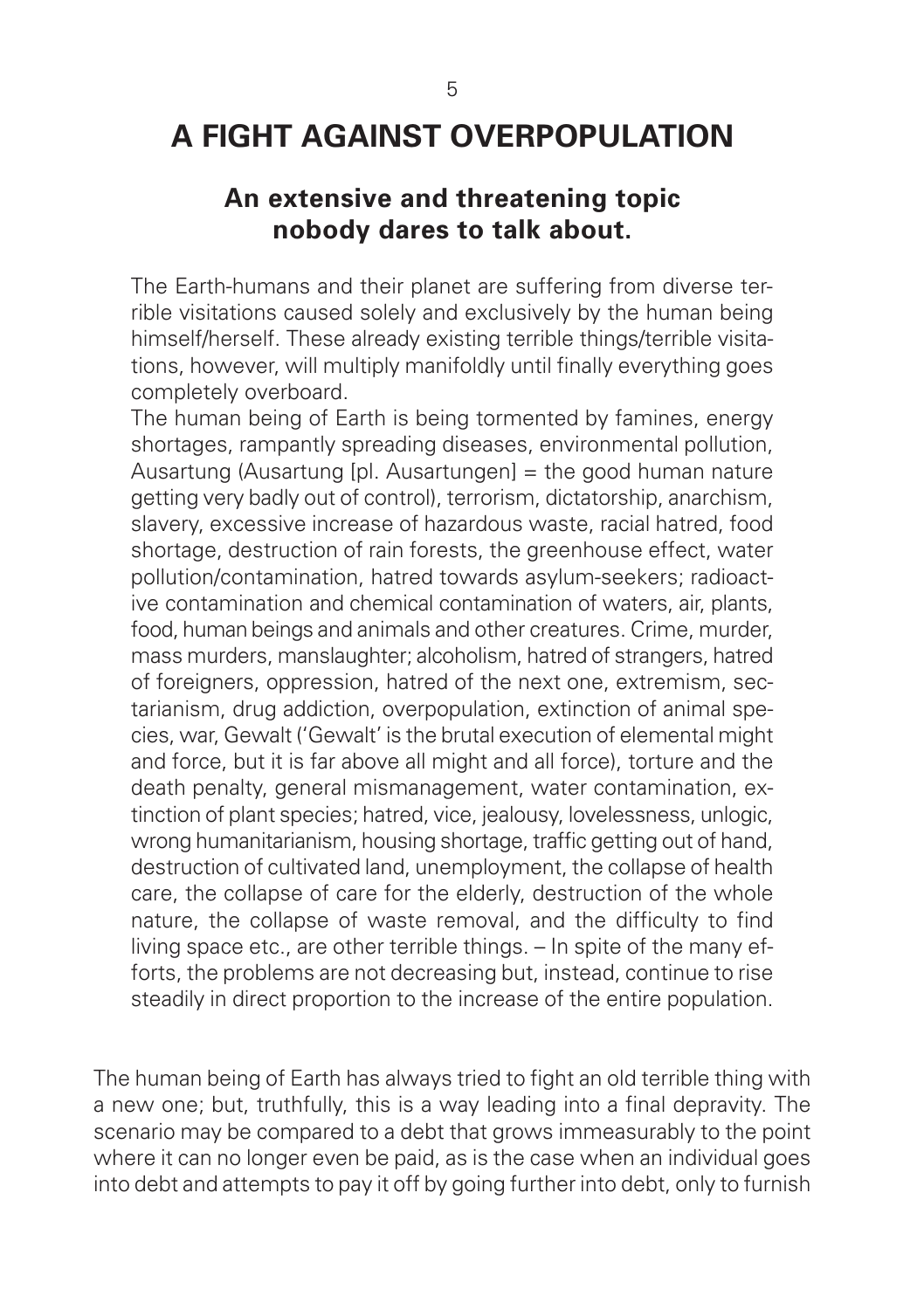# A FIGHT AGAINST OVERPOPULATION

## An extensive and threatening topic nobody dares to talk about.

> The Earth-humans and their planet are suffering from diverse terrible visitations caused solely and exclusively by the human being himself/herself. These already existing terrible things/terrible visitations, however, will multiply manifoldly until finally everything goes completely overboard.
> The human being of Earth is being tormented by famines, energy shortages, rampantly spreading diseases, environmental pollution, Ausartung (Ausartung [pl. Ausartungen] = the good human nature getting very badly out of control), terrorism, dictatorship, anarchism, slavery, excessive increase of hazardous waste, racial hatred, food shortage, destruction of rain forests, the greenhouse effect, water pollution/contamination, hatred towards asylum-seekers; radioactive contamination and chemical contamination of waters, air, plants, food, human beings and animals and other creatures. Crime, murder, mass murders, manslaughter; alcoholism, hatred of strangers, hatred of foreigners, oppression, hatred of the next one, extremism, sectarianism, drug addiction, overpopulation, extinction of animal species, war, Gewalt ('Gewalt' is the brutal execution of elemental might and force, but it is far above all might and all force), torture and the death penalty, general mismanagement, water contamination, extinction of plant species; hatred, vice, jealousy, lovelessness, unlogic, wrong humanitarianism, housing shortage, traffic getting out of hand, destruction of cultivated land, unemployment, the collapse of health care, the collapse of care for the elderly, destruction of the whole nature, the collapse of waste removal, and the difficulty to find living space etc., are other terrible things. – In spite of the many efforts, the problems are not decreasing but, instead, continue to rise steadily in direct proportion to the increase of the entire population.

The human being of Earth has always tried to fight an old terrible thing with a new one; but, truthfully, this is a way leading into a final depravity. The scenario may be compared to a debt that grows immeasurably to the point where it can no longer even be paid, as is the case when an individual goes into debt and attempts to pay it off by going further into debt, only to furnish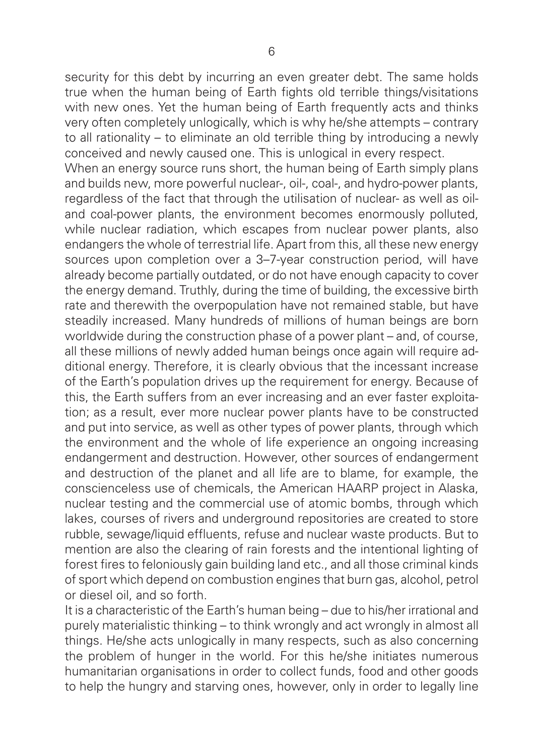security for this debt by incurring an even greater debt. The same holds true when the human being of Earth fights old terrible things/visitations with new ones. Yet the human being of Earth frequently acts and thinks very often completely unlogically, which is why he/she attempts – contrary to all rationality – to eliminate an old terrible thing by introducing a newly conceived and newly caused one. This is unlogical in every respect.

When an energy source runs short, the human being of Earth simply plans and builds new, more powerful nuclear-, oil-, coal-, and hydro-power plants, regardless of the fact that through the utilisation of nuclear- as well as oil- and coal-power plants, the environment becomes enormously polluted, while nuclear radiation, which escapes from nuclear power plants, also endangers the whole of terrestrial life. Apart from this, all these new energy sources upon completion over a 3–7-year construction period, will have already become partially outdated, or do not have enough capacity to cover the energy demand. Truthly, during the time of building, the excessive birth rate and therewith the overpopulation have not remained stable, but have steadily increased. Many hundreds of millions of human beings are born worldwide during the construction phase of a power plant – and, of course, all these millions of newly added human beings once again will require additional energy. Therefore, it is clearly obvious that the incessant increase of the Earth's population drives up the requirement for energy. Because of this, the Earth suffers from an ever increasing and an ever faster exploitation; as a result, ever more nuclear power plants have to be constructed and put into service, as well as other types of power plants, through which the environment and the whole of life experience an ongoing increasing endangerment and destruction. However, other sources of endangerment and destruction of the planet and all life are to blame, for example, the conscienceless use of chemicals, the American HAARP project in Alaska, nuclear testing and the commercial use of atomic bombs, through which lakes, courses of rivers and underground repositories are created to store rubble, sewage/liquid effluents, refuse and nuclear waste products. But to mention are also the clearing of rain forests and the intentional lighting of forest fires to feloniously gain building land etc., and all those criminal kinds of sport which depend on combustion engines that burn gas, alcohol, petrol or diesel oil, and so forth.

It is a characteristic of the Earth's human being – due to his/her irrational and purely materialistic thinking – to think wrongly and act wrongly in almost all things. He/she acts unlogically in many respects, such as also concerning the problem of hunger in the world. For this he/she initiates numerous humanitarian organisations in order to collect funds, food and other goods to help the hungry and starving ones, however, only in order to legally line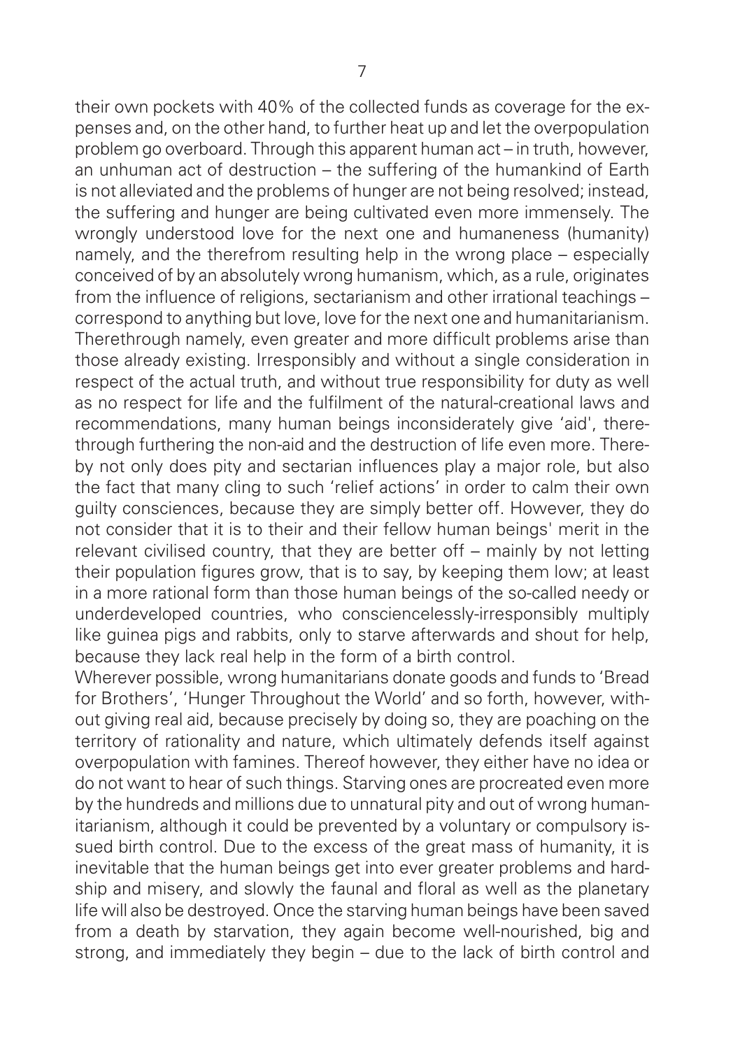their own pockets with 40% of the collected funds as coverage for the expenses and, on the other hand, to further heat up and let the overpopulation problem go overboard. Through this apparent human act – in truth, however, an unhuman act of destruction – the suffering of the humankind of Earth is not alleviated and the problems of hunger are not being resolved; instead, the suffering and hunger are being cultivated even more immensely. The wrongly understood love for the next one and humaneness (humanity) namely, and the therefrom resulting help in the wrong place – especially conceived of by an absolutely wrong humanism, which, as a rule, originates from the influence of religions, sectarianism and other irrational teachings – correspond to anything but love, love for the next one and humanitarianism. Therethrough namely, even greater and more difficult problems arise than those already existing. Irresponsibly and without a single consideration in respect of the actual truth, and without true responsibility for duty as well as no respect for life and the fulfilment of the natural-creational laws and recommendations, many human beings inconsiderately give 'aid', therethrough furthering the non-aid and the destruction of life even more. Thereby not only does pity and sectarian influences play a major role, but also the fact that many cling to such 'relief actions' in order to calm their own guilty consciences, because they are simply better off. However, they do not consider that it is to their and their fellow human beings' merit in the relevant civilised country, that they are better off – mainly by not letting their population figures grow, that is to say, by keeping them low; at least in a more rational form than those human beings of the so-called needy or underdeveloped countries, who consciencelessly-irresponsibly multiply like guinea pigs and rabbits, only to starve afterwards and shout for help, because they lack real help in the form of a birth control.

Wherever possible, wrong humanitarians donate goods and funds to 'Bread for Brothers', 'Hunger Throughout the World' and so forth, however, without giving real aid, because precisely by doing so, they are poaching on the territory of rationality and nature, which ultimately defends itself against overpopulation with famines. Thereof however, they either have no idea or do not want to hear of such things. Starving ones are procreated even more by the hundreds and millions due to unnatural pity and out of wrong humanitarianism, although it could be prevented by a voluntary or compulsory issued birth control. Due to the excess of the great mass of humanity, it is inevitable that the human beings get into ever greater problems and hardship and misery, and slowly the faunal and floral as well as the planetary life will also be destroyed. Once the starving human beings have been saved from a death by starvation, they again become well-nourished, big and strong, and immediately they begin – due to the lack of birth control and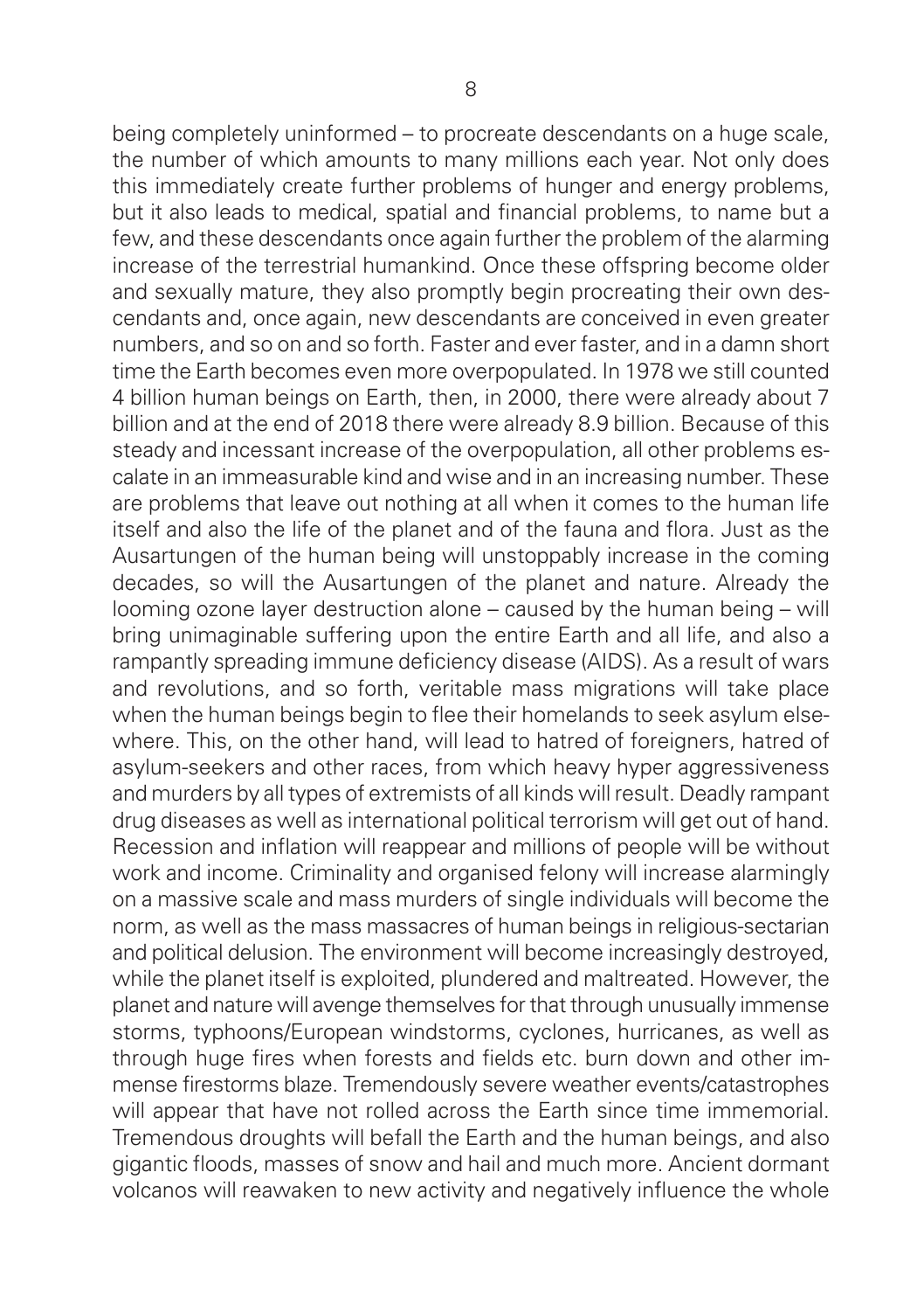being completely uninformed – to procreate descendants on a huge scale, the number of which amounts to many millions each year. Not only does this immediately create further problems of hunger and energy problems, but it also leads to medical, spatial and financial problems, to name but a few, and these descendants once again further the problem of the alarming increase of the terrestrial humankind. Once these offspring become older and sexually mature, they also promptly begin procreating their own descendants and, once again, new descendants are conceived in even greater numbers, and so on and so forth. Faster and ever faster, and in a damn short time the Earth becomes even more overpopulated. In 1978 we still counted 4 billion human beings on Earth, then, in 2000, there were already about 7 billion and at the end of 2018 there were already 8.9 billion. Because of this steady and incessant increase of the overpopulation, all other problems escalate in an immeasurable kind and wise and in an increasing number. These are problems that leave out nothing at all when it comes to the human life itself and also the life of the planet and of the fauna and flora. Just as the Ausartungen of the human being will unstoppably increase in the coming decades, so will the Ausartungen of the planet and nature. Already the looming ozone layer destruction alone – caused by the human being – will bring unimaginable suffering upon the entire Earth and all life, and also a rampantly spreading immune deficiency disease (AIDS). As a result of wars and revolutions, and so forth, veritable mass migrations will take place when the human beings begin to flee their homelands to seek asylum elsewhere. This, on the other hand, will lead to hatred of foreigners, hatred of asylum-seekers and other races, from which heavy hyper aggressiveness and murders by all types of extremists of all kinds will result. Deadly rampant drug diseases as well as international political terrorism will get out of hand. Recession and inflation will reappear and millions of people will be without work and income. Criminality and organised felony will increase alarmingly on a massive scale and mass murders of single individuals will become the norm, as well as the mass massacres of human beings in religious-sectarian and political delusion. The environment will become increasingly destroyed, while the planet itself is exploited, plundered and maltreated. However, the planet and nature will avenge themselves for that through unusually immense storms, typhoons/European windstorms, cyclones, hurricanes, as well as through huge fires when forests and fields etc. burn down and other immense firestorms blaze. Tremendously severe weather events/catastrophes will appear that have not rolled across the Earth since time immemorial. Tremendous droughts will befall the Earth and the human beings, and also gigantic floods, masses of snow and hail and much more. Ancient dormant volcanos will reawaken to new activity and negatively influence the whole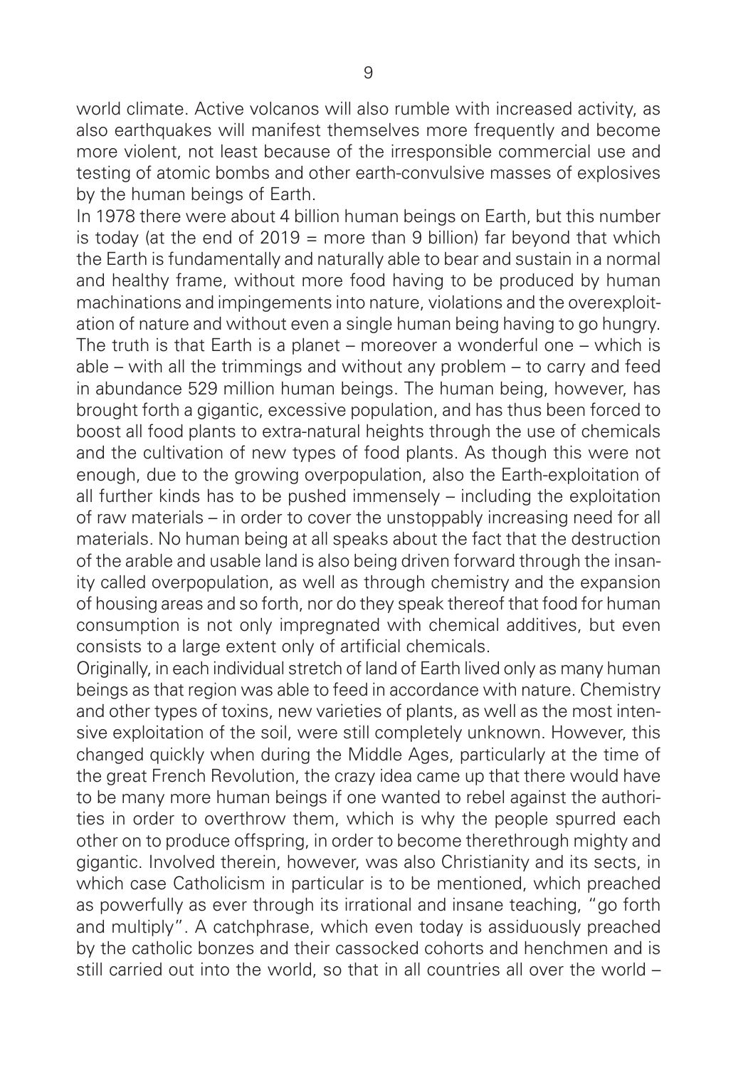world climate. Active volcanos will also rumble with increased activity, as also earthquakes will manifest themselves more frequently and become more violent, not least because of the irresponsible commercial use and testing of atomic bombs and other earth-convulsive masses of explosives by the human beings of Earth.

In 1978 there were about 4 billion human beings on Earth, but this number is today (at the end of 2019 = more than 9 billion) far beyond that which the Earth is fundamentally and naturally able to bear and sustain in a normal and healthy frame, without more food having to be produced by human machinations and impingements into nature, violations and the overexploitation of nature and without even a single human being having to go hungry. The truth is that Earth is a planet – moreover a wonderful one – which is able – with all the trimmings and without any problem – to carry and feed in abundance 529 million human beings. The human being, however, has brought forth a gigantic, excessive population, and has thus been forced to boost all food plants to extra-natural heights through the use of chemicals and the cultivation of new types of food plants. As though this were not enough, due to the growing overpopulation, also the Earth-exploitation of all further kinds has to be pushed immensely – including the exploitation of raw materials – in order to cover the unstoppably increasing need for all materials. No human being at all speaks about the fact that the destruction of the arable and usable land is also being driven forward through the insanity called overpopulation, as well as through chemistry and the expansion of housing areas and so forth, nor do they speak thereof that food for human consumption is not only impregnated with chemical additives, but even consists to a large extent only of artificial chemicals.

Originally, in each individual stretch of land of Earth lived only as many human beings as that region was able to feed in accordance with nature. Chemistry and other types of toxins, new varieties of plants, as well as the most intensive exploitation of the soil, were still completely unknown. However, this changed quickly when during the Middle Ages, particularly at the time of the great French Revolution, the crazy idea came up that there would have to be many more human beings if one wanted to rebel against the authorities in order to overthrow them, which is why the people spurred each other on to produce offspring, in order to become therethrough mighty and gigantic. Involved therein, however, was also Christianity and its sects, in which case Catholicism in particular is to be mentioned, which preached as powerfully as ever through its irrational and insane teaching, "go forth and multiply". A catchphrase, which even today is assiduously preached by the catholic bonzes and their cassocked cohorts and henchmen and is still carried out into the world, so that in all countries all over the world –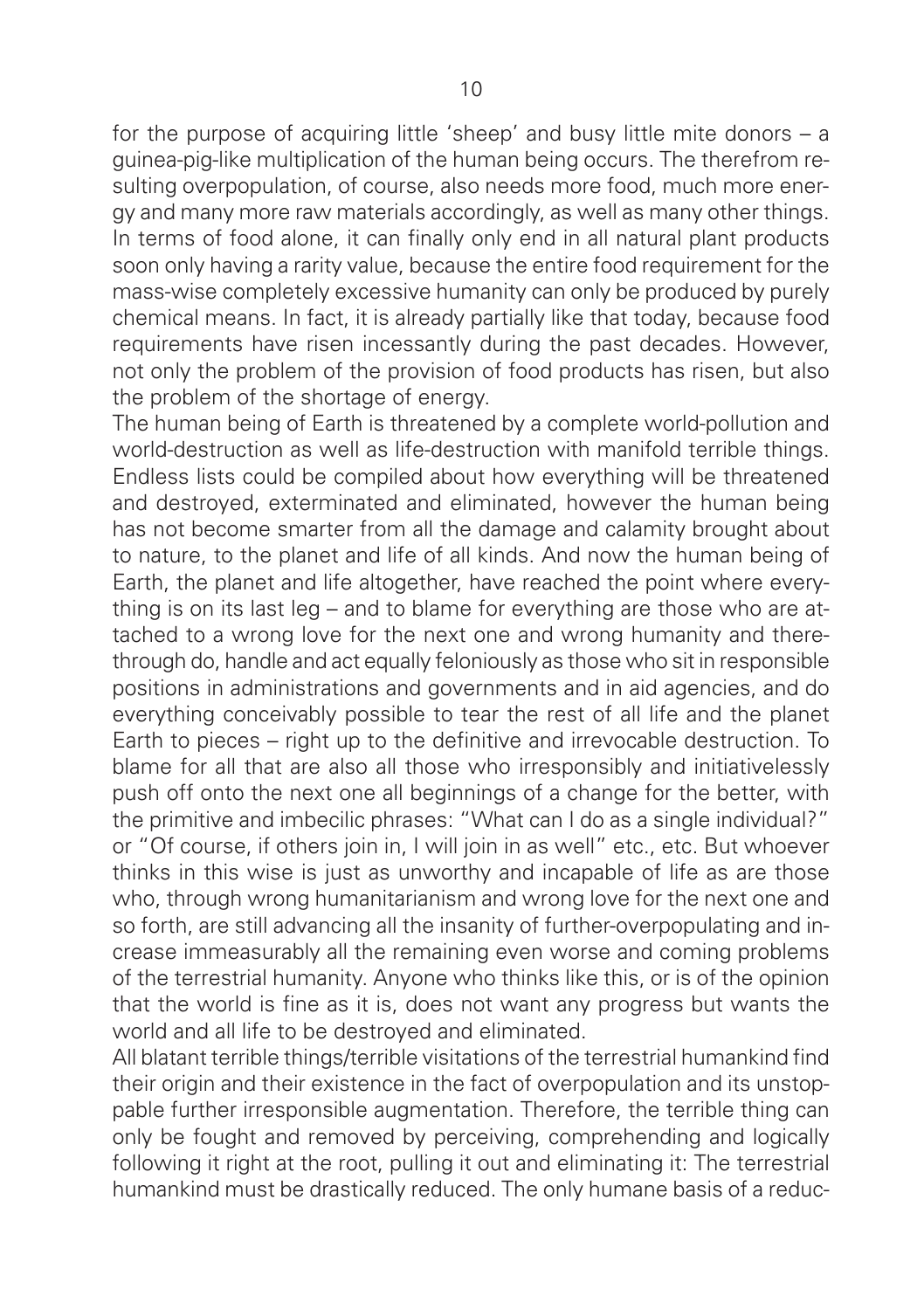for the purpose of acquiring little 'sheep' and busy little mite donors – a guinea-pig-like multiplication of the human being occurs. The therefrom resulting overpopulation, of course, also needs more food, much more energy and many more raw materials accordingly, as well as many other things. In terms of food alone, it can finally only end in all natural plant products soon only having a rarity value, because the entire food requirement for the mass-wise completely excessive humanity can only be produced by purely chemical means. In fact, it is already partially like that today, because food requirements have risen incessantly during the past decades. However, not only the problem of the provision of food products has risen, but also the problem of the shortage of energy.

The human being of Earth is threatened by a complete world-pollution and world-destruction as well as life-destruction with manifold terrible things. Endless lists could be compiled about how everything will be threatened and destroyed, exterminated and eliminated, however the human being has not become smarter from all the damage and calamity brought about to nature, to the planet and life of all kinds. And now the human being of Earth, the planet and life altogether, have reached the point where everything is on its last leg – and to blame for everything are those who are attached to a wrong love for the next one and wrong humanity and therethrough do, handle and act equally feloniously as those who sit in responsible positions in administrations and governments and in aid agencies, and do everything conceivably possible to tear the rest of all life and the planet Earth to pieces – right up to the definitive and irrevocable destruction. To blame for all that are also all those who irresponsibly and initiativelessly push off onto the next one all beginnings of a change for the better, with the primitive and imbecilic phrases: "What can I do as a single individual?" or "Of course, if others join in, I will join in as well" etc., etc. But whoever thinks in this wise is just as unworthy and incapable of life as are those who, through wrong humanitarianism and wrong love for the next one and so forth, are still advancing all the insanity of further-overpopulating and increase immeasurably all the remaining even worse and coming problems of the terrestrial humanity. Anyone who thinks like this, or is of the opinion that the world is fine as it is, does not want any progress but wants the world and all life to be destroyed and eliminated.

All blatant terrible things/terrible visitations of the terrestrial humankind find their origin and their existence in the fact of overpopulation and its unstoppable further irresponsible augmentation. Therefore, the terrible thing can only be fought and removed by perceiving, comprehending and logically following it right at the root, pulling it out and eliminating it: The terrestrial humankind must be drastically reduced. The only humane basis of a reduc-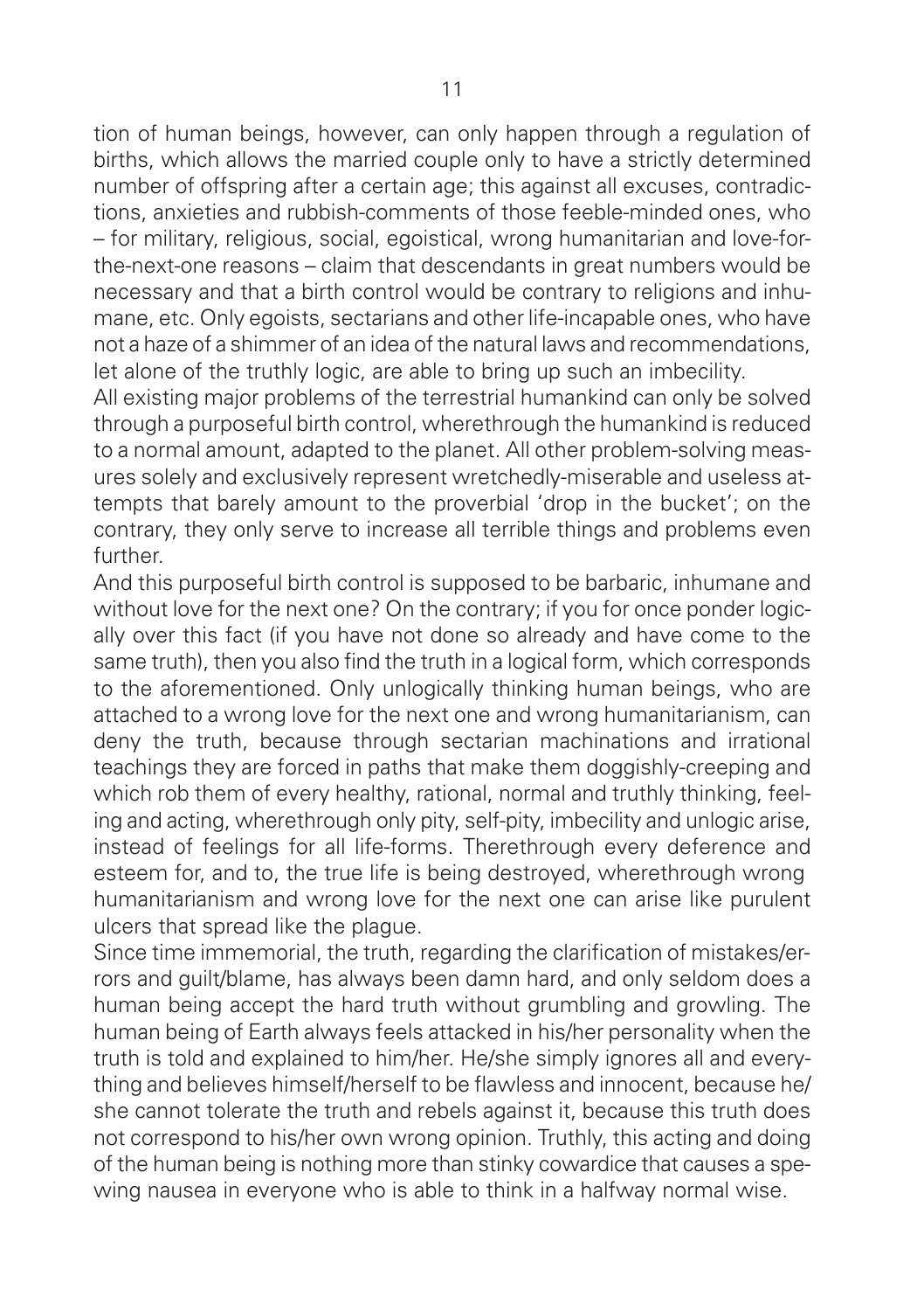tion of human beings, however, can only happen through a regulation of births, which allows the married couple only to have a strictly determined number of offspring after a certain age; this against all excuses, contradictions, anxieties and rubbish-comments of those feeble-minded ones, who – for military, religious, social, egoistical, wrong humanitarian and love-for-the-next-one reasons – claim that descendants in great numbers would be necessary and that a birth control would be contrary to religions and inhumane, etc. Only egoists, sectarians and other life-incapable ones, who have not a haze of a shimmer of an idea of the natural laws and recommendations, let alone of the truthly logic, are able to bring up such an imbecility.

All existing major problems of the terrestrial humankind can only be solved through a purposeful birth control, wherethrough the humankind is reduced to a normal amount, adapted to the planet. All other problem-solving measures solely and exclusively represent wretchedly-miserable and useless attempts that barely amount to the proverbial 'drop in the bucket'; on the contrary, they only serve to increase all terrible things and problems even further.

And this purposeful birth control is supposed to be barbaric, inhumane and without love for the next one? On the contrary; if you for once ponder logically over this fact (if you have not done so already and have come to the same truth), then you also find the truth in a logical form, which corresponds to the aforementioned. Only unlogically thinking human beings, who are attached to a wrong love for the next one and wrong humanitarianism, can deny the truth, because through sectarian machinations and irrational teachings they are forced in paths that make them doggishly-creeping and which rob them of every healthy, rational, normal and truthly thinking, feeling and acting, wherethrough only pity, self-pity, imbecility and unlogic arise, instead of feelings for all life-forms. Therethrough every deference and esteem for, and to, the true life is being destroyed, wherethrough wrong humanitarianism and wrong love for the next one can arise like purulent ulcers that spread like the plague.

Since time immemorial, the truth, regarding the clarification of mistakes/errors and guilt/blame, has always been damn hard, and only seldom does a human being accept the hard truth without grumbling and growling. The human being of Earth always feels attacked in his/her personality when the truth is told and explained to him/her. He/she simply ignores all and everything and believes himself/herself to be flawless and innocent, because he/she cannot tolerate the truth and rebels against it, because this truth does not correspond to his/her own wrong opinion. Truthly, this acting and doing of the human being is nothing more than stinky cowardice that causes a spewing nausea in everyone who is able to think in a halfway normal wise.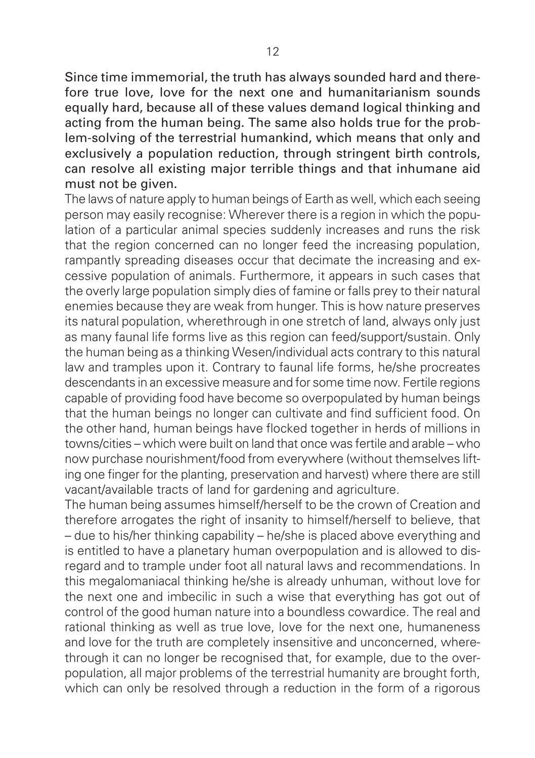**Since time immemorial, the truth has always sounded hard and therefore true love, love for the next one and humanitarianism sounds equally hard, because all of these values demand logical thinking and acting from the human being. The same also holds true for the problem-solving of the terrestrial humankind, which means that only and exclusively a population reduction, through stringent birth controls, can resolve all existing major terrible things and that inhumane aid must not be given.**

The laws of nature apply to human beings of Earth as well, which each seeing person may easily recognise: Wherever there is a region in which the population of a particular animal species suddenly increases and runs the risk that the region concerned can no longer feed the increasing population, rampantly spreading diseases occur that decimate the increasing and excessive population of animals. Furthermore, it appears in such cases that the overly large population simply dies of famine or falls prey to their natural enemies because they are weak from hunger. This is how nature preserves its natural population, wherethrough in one stretch of land, always only just as many faunal life forms live as this region can feed/support/sustain. Only the human being as a thinking Wesen/individual acts contrary to this natural law and tramples upon it. Contrary to faunal life forms, he/she procreates descendants in an excessive measure and for some time now. Fertile regions capable of providing food have become so overpopulated by human beings that the human beings no longer can cultivate and find sufficient food. On the other hand, human beings have flocked together in herds of millions in towns/cities – which were built on land that once was fertile and arable – who now purchase nourishment/food from everywhere (without themselves lifting one finger for the planting, preservation and harvest) where there are still vacant/available tracts of land for gardening and agriculture.

The human being assumes himself/herself to be the crown of Creation and therefore arrogates the right of insanity to himself/herself to believe, that – due to his/her thinking capability – he/she is placed above everything and is entitled to have a planetary human overpopulation and is allowed to disregard and to trample under foot all natural laws and recommendations. In this megalomaniacal thinking he/she is already unhuman, without love for the next one and imbecilic in such a wise that everything has got out of control of the good human nature into a boundless cowardice. The real and rational thinking as well as true love, love for the next one, humaneness and love for the truth are completely insensitive and unconcerned, wherethrough it can no longer be recognised that, for example, due to the overpopulation, all major problems of the terrestrial humanity are brought forth, which can only be resolved through a reduction in the form of a rigorous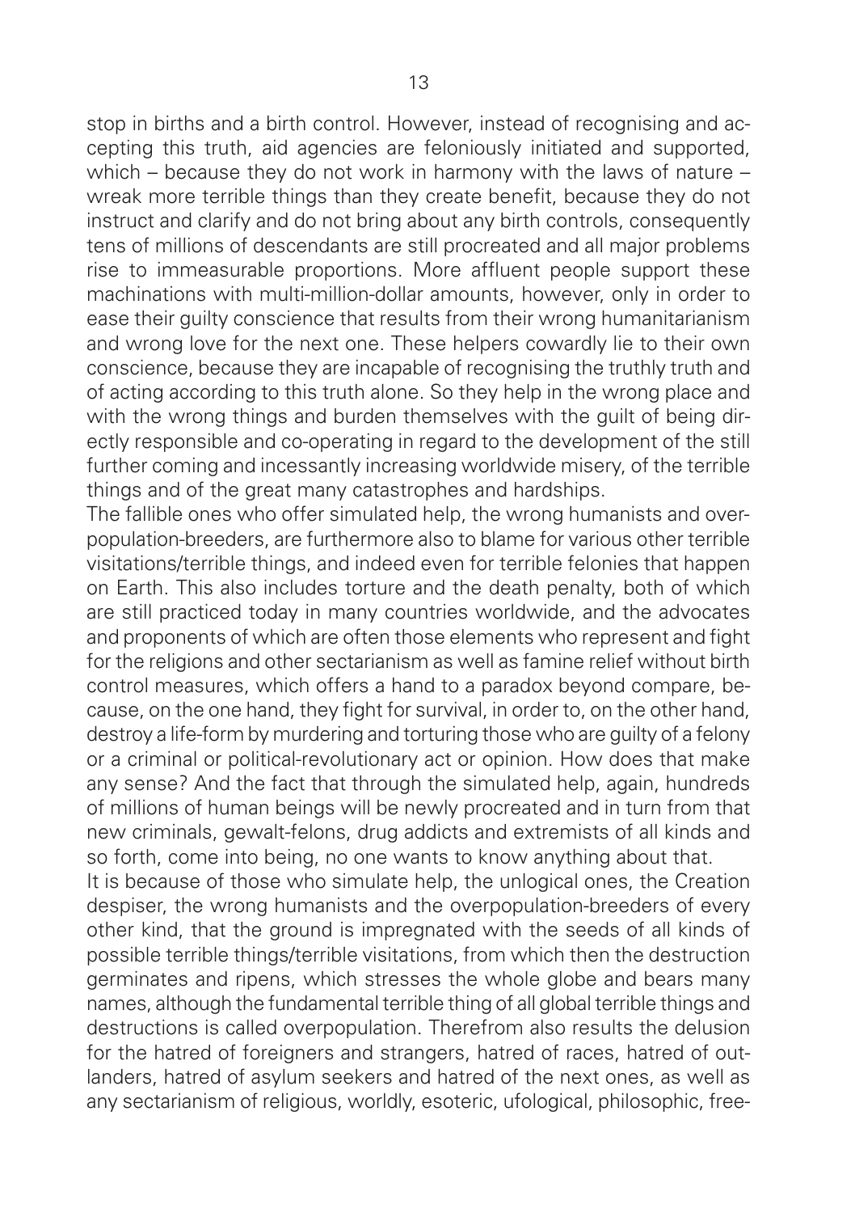stop in births and a birth control. However, instead of recognising and accepting this truth, aid agencies are feloniously initiated and supported, which – because they do not work in harmony with the laws of nature – wreak more terrible things than they create benefit, because they do not instruct and clarify and do not bring about any birth controls, consequently tens of millions of descendants are still procreated and all major problems rise to immeasurable proportions. More affluent people support these machinations with multi-million-dollar amounts, however, only in order to ease their guilty conscience that results from their wrong humanitarianism and wrong love for the next one. These helpers cowardly lie to their own conscience, because they are incapable of recognising the truthly truth and of acting according to this truth alone. So they help in the wrong place and with the wrong things and burden themselves with the guilt of being directly responsible and co-operating in regard to the development of the still further coming and incessantly increasing worldwide misery, of the terrible things and of the great many catastrophes and hardships.

The fallible ones who offer simulated help, the wrong humanists and overpopulation-breeders, are furthermore also to blame for various other terrible visitations/terrible things, and indeed even for terrible felonies that happen on Earth. This also includes torture and the death penalty, both of which are still practiced today in many countries worldwide, and the advocates and proponents of which are often those elements who represent and fight for the religions and other sectarianism as well as famine relief without birth control measures, which offers a hand to a paradox beyond compare, because, on the one hand, they fight for survival, in order to, on the other hand, destroy a life-form by murdering and torturing those who are guilty of a felony or a criminal or political-revolutionary act or opinion. How does that make any sense? And the fact that through the simulated help, again, hundreds of millions of human beings will be newly procreated and in turn from that new criminals, gewalt-felons, drug addicts and extremists of all kinds and so forth, come into being, no one wants to know anything about that.

It is because of those who simulate help, the unlogical ones, the Creation despiser, the wrong humanists and the overpopulation-breeders of every other kind, that the ground is impregnated with the seeds of all kinds of possible terrible things/terrible visitations, from which then the destruction germinates and ripens, which stresses the whole globe and bears many names, although the fundamental terrible thing of all global terrible things and destructions is called overpopulation. Therefrom also results the delusion for the hatred of foreigners and strangers, hatred of races, hatred of outlanders, hatred of asylum seekers and hatred of the next ones, as well as any sectarianism of religious, worldly, esoteric, ufological, philosophic, free-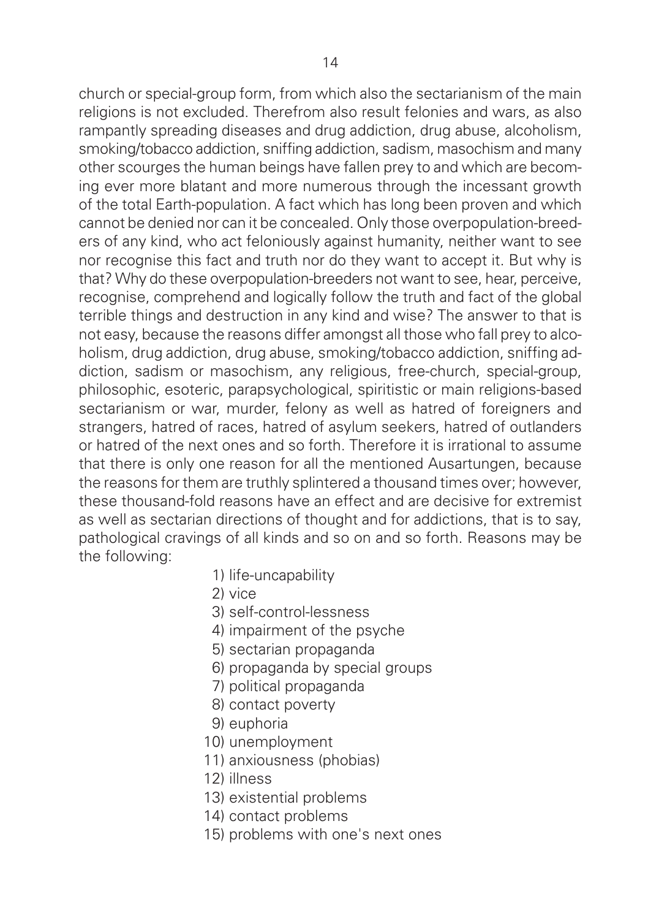church or special-group form, from which also the sectarianism of the main religions is not excluded. Therefrom also result felonies and wars, as also rampantly spreading diseases and drug addiction, drug abuse, alcoholism, smoking/tobacco addiction, sniffing addiction, sadism, masochism and many other scourges the human beings have fallen prey to and which are becoming ever more blatant and more numerous through the incessant growth of the total Earth-population. A fact which has long been proven and which cannot be denied nor can it be concealed. Only those overpopulation-breeders of any kind, who act feloniously against humanity, neither want to see nor recognise this fact and truth nor do they want to accept it. But why is that? Why do these overpopulation-breeders not want to see, hear, perceive, recognise, comprehend and logically follow the truth and fact of the global terrible things and destruction in any kind and wise? The answer to that is not easy, because the reasons differ amongst all those who fall prey to alcoholism, drug addiction, drug abuse, smoking/tobacco addiction, sniffing addiction, sadism or masochism, any religious, free-church, special-group, philosophic, esoteric, parapsychological, spiritistic or main religions-based sectarianism or war, murder, felony as well as hatred of foreigners and strangers, hatred of races, hatred of asylum seekers, hatred of outlanders or hatred of the next ones and so forth. Therefore it is irrational to assume that there is only one reason for all the mentioned Ausartungen, because the reasons for them are truthly splintered a thousand times over; however, these thousand-fold reasons have an effect and are decisive for extremist as well as sectarian directions of thought and for addictions, that is to say, pathological cravings of all kinds and so on and so forth. Reasons may be the following:

1) life-uncapability
2) vice
3) self-control-lessness
4) impairment of the psyche
5) sectarian propaganda
6) propaganda by special groups
7) political propaganda
8) contact poverty
9) euphoria
10) unemployment
11) anxiousness (phobias)
12) illness
13) existential problems
14) contact problems
15) problems with one's next ones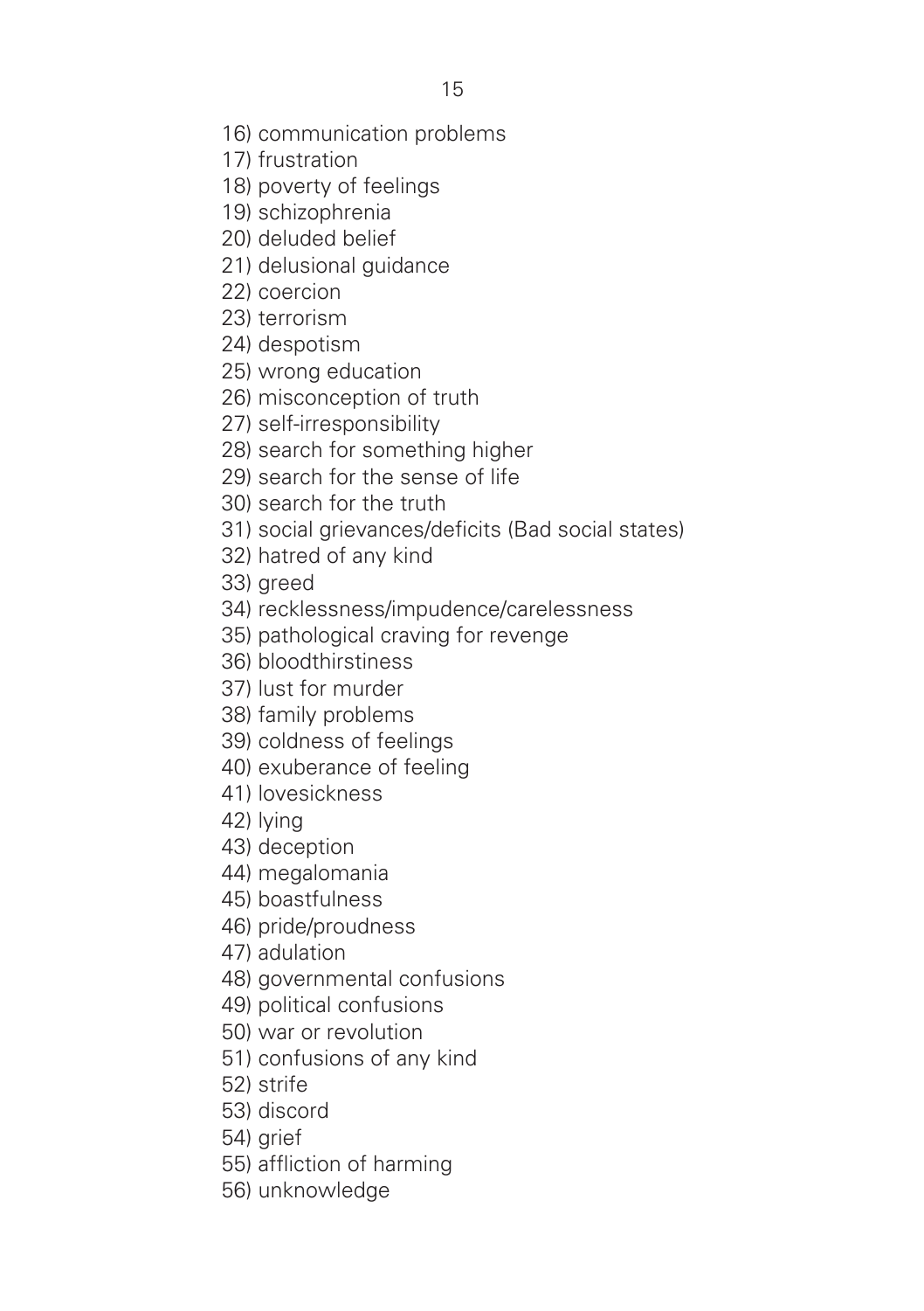16) communication problems
17) frustration
18) poverty of feelings
19) schizophrenia
20) deluded belief
21) delusional guidance
22) coercion
23) terrorism
24) despotism
25) wrong education
26) misconception of truth
27) self-irresponsibility
28) search for something higher
29) search for the sense of life
30) search for the truth
31) social grievances/deficits (Bad social states)
32) hatred of any kind
33) greed
34) recklessness/impudence/carelessness
35) pathological craving for revenge
36) bloodthirstiness
37) lust for murder
38) family problems
39) coldness of feelings
40) exuberance of feeling
41) lovesickness
42) lying
43) deception
44) megalomania
45) boastfulness
46) pride/proudness
47) adulation
48) governmental confusions
49) political confusions
50) war or revolution
51) confusions of any kind
52) strife
53) discord
54) grief
55) affliction of harming
56) unknowledge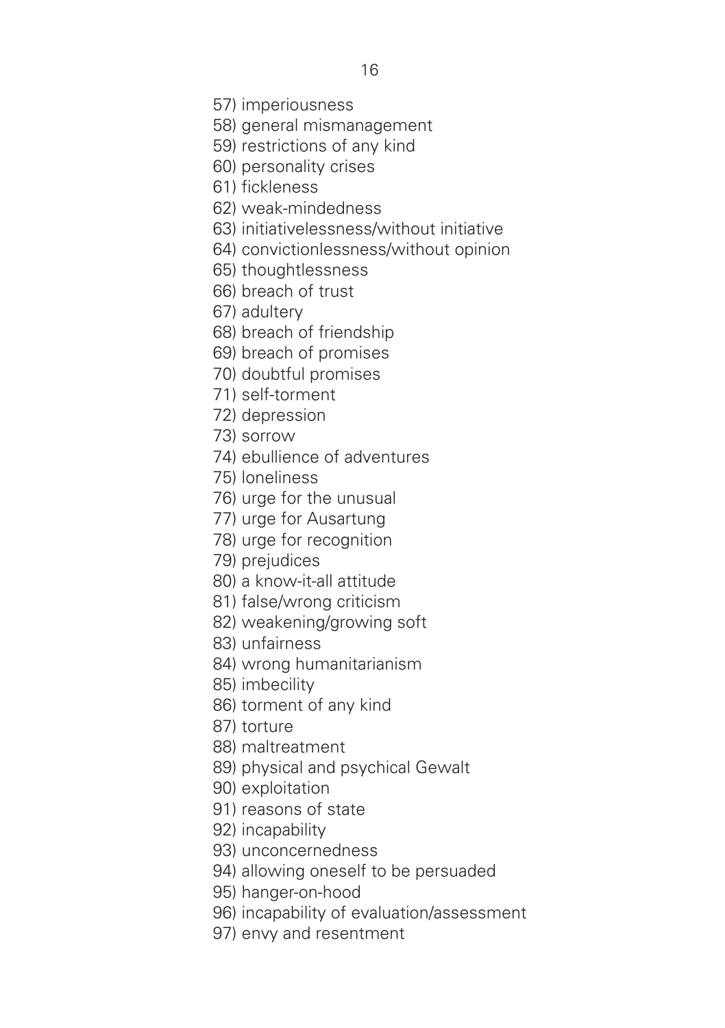57) imperiousness
58) general mismanagement
59) restrictions of any kind
60) personality crises
61) fickleness
62) weak-mindedness
63) initiativelessness/without initiative
64) convictionlessness/without opinion
65) thoughtlessness
66) breach of trust
67) adultery
68) breach of friendship
69) breach of promises
70) doubtful promises
71) self-torment
72) depression
73) sorrow
74) ebullience of adventures
75) loneliness
76) urge for the unusual
77) urge for Ausartung
78) urge for recognition
79) prejudices
80) a know-it-all attitude
81) false/wrong criticism
82) weakening/growing soft
83) unfairness
84) wrong humanitarianism
85) imbecility
86) torment of any kind
87) torture
88) maltreatment
89) physical and psychical Gewalt
90) exploitation
91) reasons of state
92) incapability
93) unconcernedness
94) allowing oneself to be persuaded
95) hanger-on-hood
96) incapability of evaluation/assessment
97) envy and resentment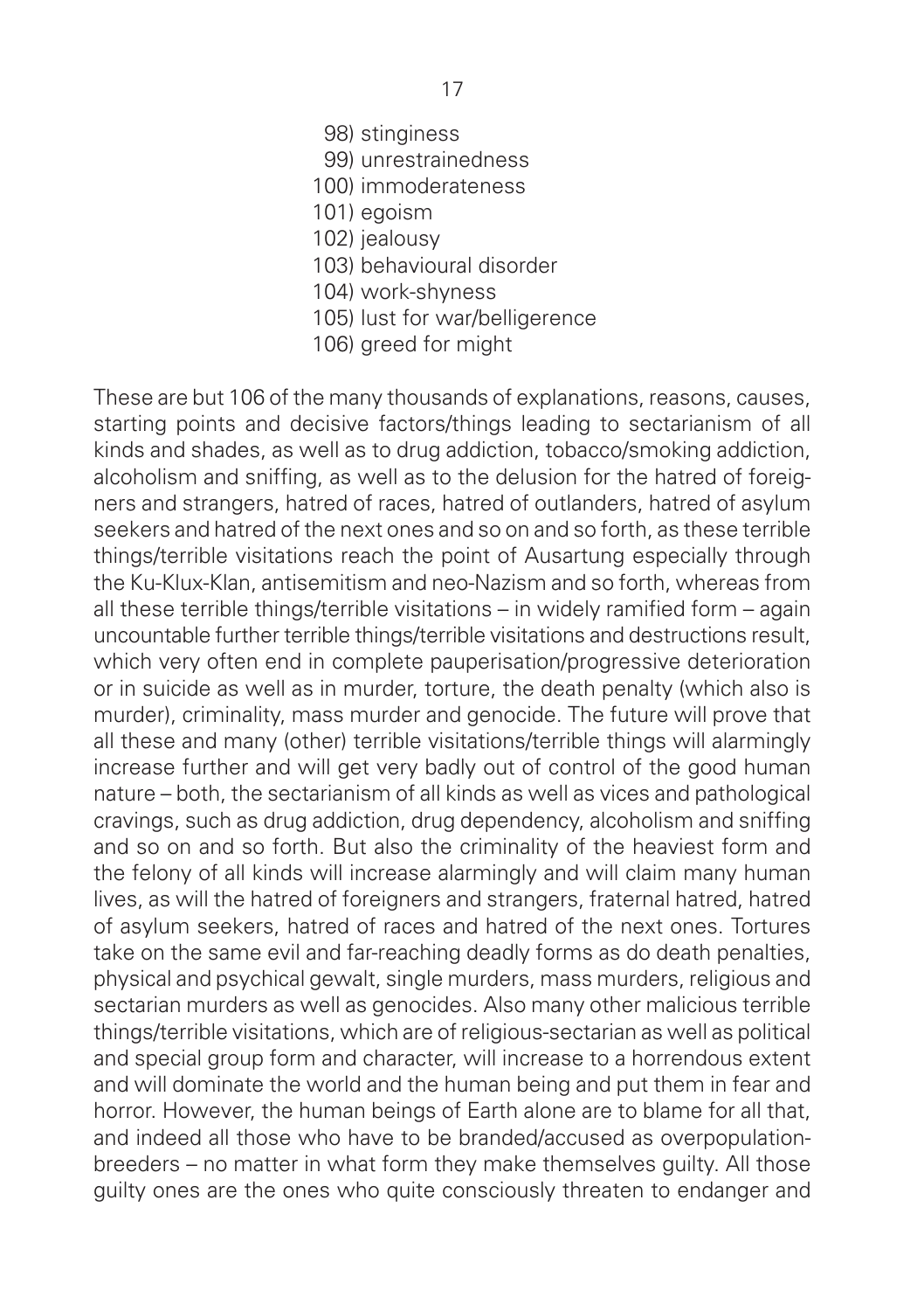98) stinginess
99) unrestrainedness
100) immoderateness
101) egoism
102) jealousy
103) behavioural disorder
104) work-shyness
105) lust for war/belligerence
106) greed for might

These are but 106 of the many thousands of explanations, reasons, causes, starting points and decisive factors/things leading to sectarianism of all kinds and shades, as well as to drug addiction, tobacco/smoking addiction, alcoholism and sniffing, as well as to the delusion for the hatred of foreigners and strangers, hatred of races, hatred of outlanders, hatred of asylum seekers and hatred of the next ones and so on and so forth, as these terrible things/terrible visitations reach the point of Ausartung especially through the Ku-Klux-Klan, antisemitism and neo-Nazism and so forth, whereas from all these terrible things/terrible visitations – in widely ramified form – again uncountable further terrible things/terrible visitations and destructions result, which very often end in complete pauperisation/progressive deterioration or in suicide as well as in murder, torture, the death penalty (which also is murder), criminality, mass murder and genocide. The future will prove that all these and many (other) terrible visitations/terrible things will alarmingly increase further and will get very badly out of control of the good human nature – both, the sectarianism of all kinds as well as vices and pathological cravings, such as drug addiction, drug dependency, alcoholism and sniffing and so on and so forth. But also the criminality of the heaviest form and the felony of all kinds will increase alarmingly and will claim many human lives, as will the hatred of foreigners and strangers, fraternal hatred, hatred of asylum seekers, hatred of races and hatred of the next ones. Tortures take on the same evil and far-reaching deadly forms as do death penalties, physical and psychical gewalt, single murders, mass murders, religious and sectarian murders as well as genocides. Also many other malicious terrible things/terrible visitations, which are of religious-sectarian as well as political and special group form and character, will increase to a horrendous extent and will dominate the world and the human being and put them in fear and horror. However, the human beings of Earth alone are to blame for all that, and indeed all those who have to be branded/accused as overpopulation-breeders – no matter in what form they make themselves guilty. All those guilty ones are the ones who quite consciously threaten to endanger and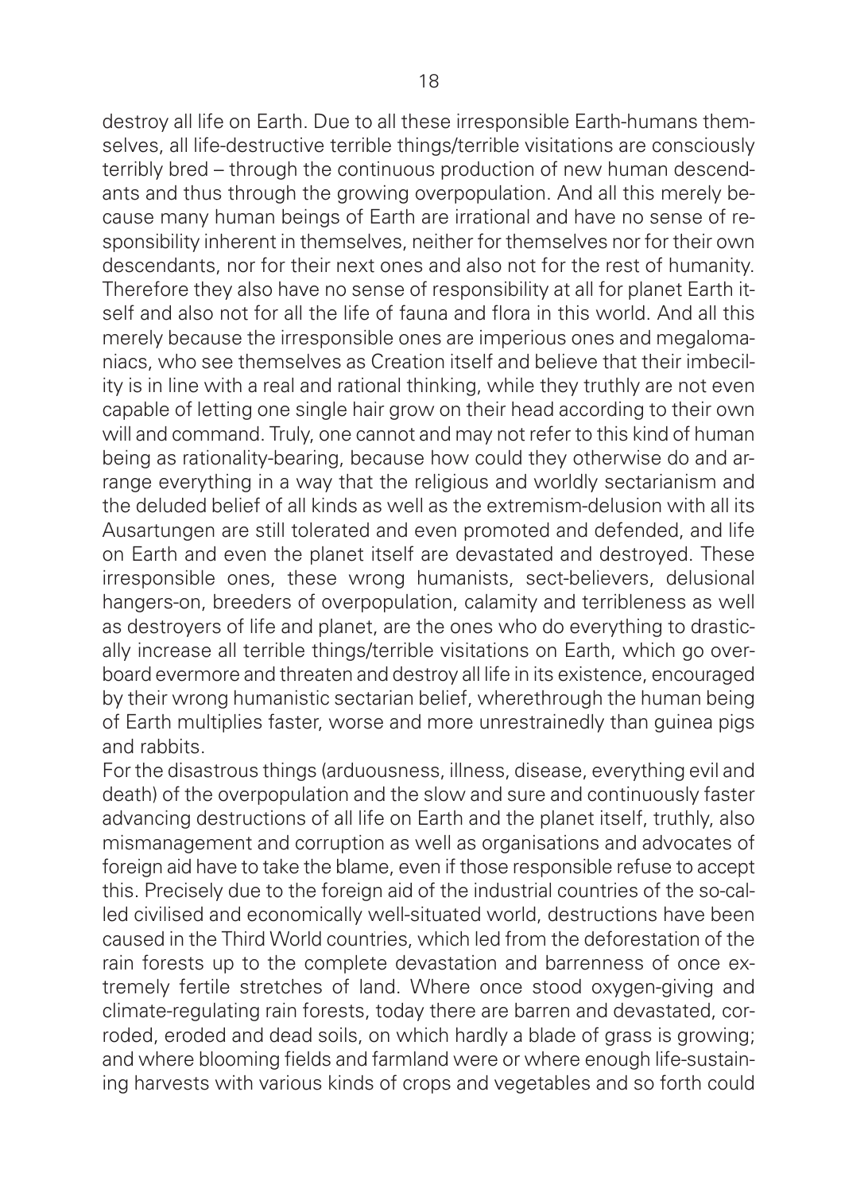destroy all life on Earth. Due to all these irresponsible Earth-humans themselves, all life-destructive terrible things/terrible visitations are consciously terribly bred – through the continuous production of new human descendants and thus through the growing overpopulation. And all this merely because many human beings of Earth are irrational and have no sense of responsibility inherent in themselves, neither for themselves nor for their own descendants, nor for their next ones and also not for the rest of humanity. Therefore they also have no sense of responsibility at all for planet Earth itself and also not for all the life of fauna and flora in this world. And all this merely because the irresponsible ones are imperious ones and megalomaniacs, who see themselves as Creation itself and believe that their imbecility is in line with a real and rational thinking, while they truthly are not even capable of letting one single hair grow on their head according to their own will and command. Truly, one cannot and may not refer to this kind of human being as rationality-bearing, because how could they otherwise do and arrange everything in a way that the religious and worldly sectarianism and the deluded belief of all kinds as well as the extremism-delusion with all its Ausartungen are still tolerated and even promoted and defended, and life on Earth and even the planet itself are devastated and destroyed. These irresponsible ones, these wrong humanists, sect-believers, delusional hangers-on, breeders of overpopulation, calamity and terribleness as well as destroyers of life and planet, are the ones who do everything to drastically increase all terrible things/terrible visitations on Earth, which go overboard evermore and threaten and destroy all life in its existence, encouraged by their wrong humanistic sectarian belief, wherethrough the human being of Earth multiplies faster, worse and more unrestrainedly than guinea pigs and rabbits.

For the disastrous things (arduousness, illness, disease, everything evil and death) of the overpopulation and the slow and sure and continuously faster advancing destructions of all life on Earth and the planet itself, truthly, also mismanagement and corruption as well as organisations and advocates of foreign aid have to take the blame, even if those responsible refuse to accept this. Precisely due to the foreign aid of the industrial countries of the so-called civilised and economically well-situated world, destructions have been caused in the Third World countries, which led from the deforestation of the rain forests up to the complete devastation and barrenness of once extremely fertile stretches of land. Where once stood oxygen-giving and climate-regulating rain forests, today there are barren and devastated, corroded, eroded and dead soils, on which hardly a blade of grass is growing; and where blooming fields and farmland were or where enough life-sustaining harvests with various kinds of crops and vegetables and so forth could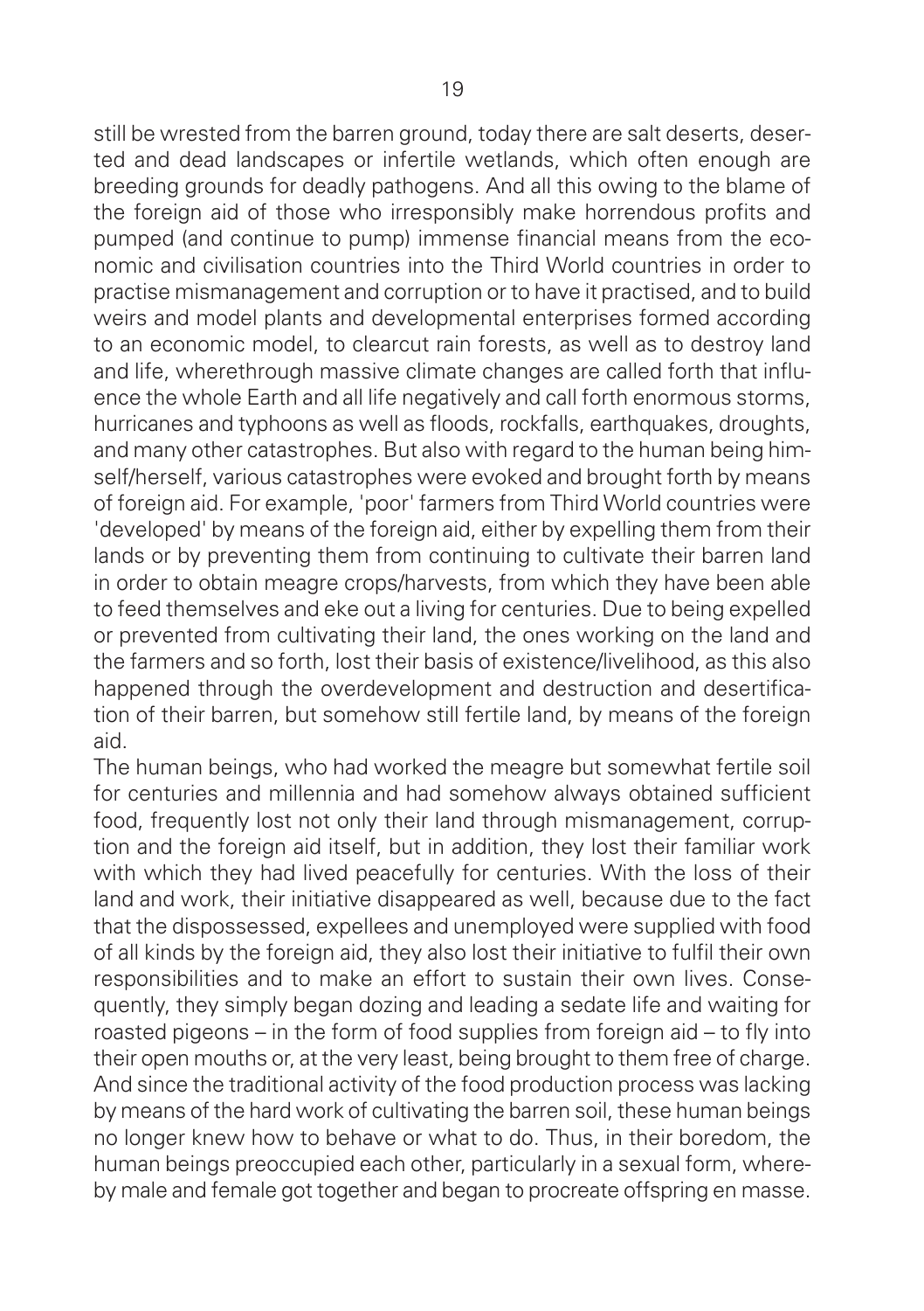still be wrested from the barren ground, today there are salt deserts, deserted and dead landscapes or infertile wetlands, which often enough are breeding grounds for deadly pathogens. And all this owing to the blame of the foreign aid of those who irresponsibly make horrendous profits and pumped (and continue to pump) immense financial means from the economic and civilisation countries into the Third World countries in order to practise mismanagement and corruption or to have it practised, and to build weirs and model plants and developmental enterprises formed according to an economic model, to clearcut rain forests, as well as to destroy land and life, wherethrough massive climate changes are called forth that influence the whole Earth and all life negatively and call forth enormous storms, hurricanes and typhoons as well as floods, rockfalls, earthquakes, droughts, and many other catastrophes. But also with regard to the human being himself/herself, various catastrophes were evoked and brought forth by means of foreign aid. For example, 'poor' farmers from Third World countries were 'developed' by means of the foreign aid, either by expelling them from their lands or by preventing them from continuing to cultivate their barren land in order to obtain meagre crops/harvests, from which they have been able to feed themselves and eke out a living for centuries. Due to being expelled or prevented from cultivating their land, the ones working on the land and the farmers and so forth, lost their basis of existence/livelihood, as this also happened through the overdevelopment and destruction and desertification of their barren, but somehow still fertile land, by means of the foreign aid.

The human beings, who had worked the meagre but somewhat fertile soil for centuries and millennia and had somehow always obtained sufficient food, frequently lost not only their land through mismanagement, corruption and the foreign aid itself, but in addition, they lost their familiar work with which they had lived peacefully for centuries. With the loss of their land and work, their initiative disappeared as well, because due to the fact that the dispossessed, expellees and unemployed were supplied with food of all kinds by the foreign aid, they also lost their initiative to fulfil their own responsibilities and to make an effort to sustain their own lives. Consequently, they simply began dozing and leading a sedate life and waiting for roasted pigeons – in the form of food supplies from foreign aid – to fly into their open mouths or, at the very least, being brought to them free of charge. And since the traditional activity of the food production process was lacking by means of the hard work of cultivating the barren soil, these human beings no longer knew how to behave or what to do. Thus, in their boredom, the human beings preoccupied each other, particularly in a sexual form, whereby male and female got together and began to procreate offspring en masse.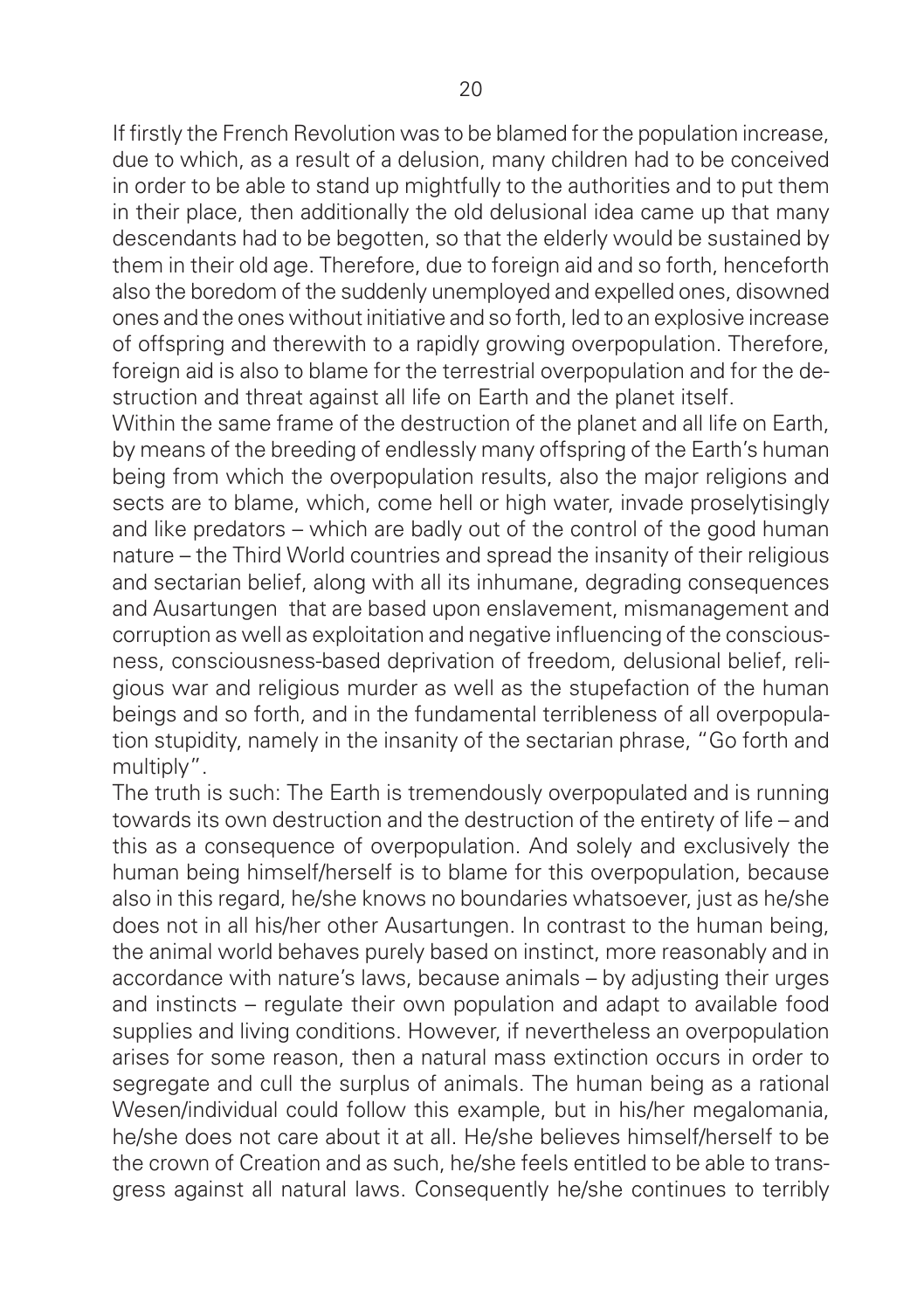If firstly the French Revolution was to be blamed for the population increase, due to which, as a result of a delusion, many children had to be conceived in order to be able to stand up mightfully to the authorities and to put them in their place, then additionally the old delusional idea came up that many descendants had to be begotten, so that the elderly would be sustained by them in their old age. Therefore, due to foreign aid and so forth, henceforth also the boredom of the suddenly unemployed and expelled ones, disowned ones and the ones without initiative and so forth, led to an explosive increase of offspring and therewith to a rapidly growing overpopulation. Therefore, foreign aid is also to blame for the terrestrial overpopulation and for the destruction and threat against all life on Earth and the planet itself.

Within the same frame of the destruction of the planet and all life on Earth, by means of the breeding of endlessly many offspring of the Earth's human being from which the overpopulation results, also the major religions and sects are to blame, which, come hell or high water, invade proselytisingly and like predators – which are badly out of the control of the good human nature – the Third World countries and spread the insanity of their religious and sectarian belief, along with all its inhumane, degrading consequences and Ausartungen that are based upon enslavement, mismanagement and corruption as well as exploitation and negative influencing of the consciousness, consciousness-based deprivation of freedom, delusional belief, religious war and religious murder as well as the stupefaction of the human beings and so forth, and in the fundamental terribleness of all overpopulation stupidity, namely in the insanity of the sectarian phrase, "Go forth and multiply".

The truth is such: The Earth is tremendously overpopulated and is running towards its own destruction and the destruction of the entirety of life – and this as a consequence of overpopulation. And solely and exclusively the human being himself/herself is to blame for this overpopulation, because also in this regard, he/she knows no boundaries whatsoever, just as he/she does not in all his/her other Ausartungen. In contrast to the human being, the animal world behaves purely based on instinct, more reasonably and in accordance with nature's laws, because animals – by adjusting their urges and instincts – regulate their own population and adapt to available food supplies and living conditions. However, if nevertheless an overpopulation arises for some reason, then a natural mass extinction occurs in order to segregate and cull the surplus of animals. The human being as a rational Wesen/individual could follow this example, but in his/her megalomania, he/she does not care about it at all. He/she believes himself/herself to be the crown of Creation and as such, he/she feels entitled to be able to transgress against all natural laws. Consequently he/she continues to terribly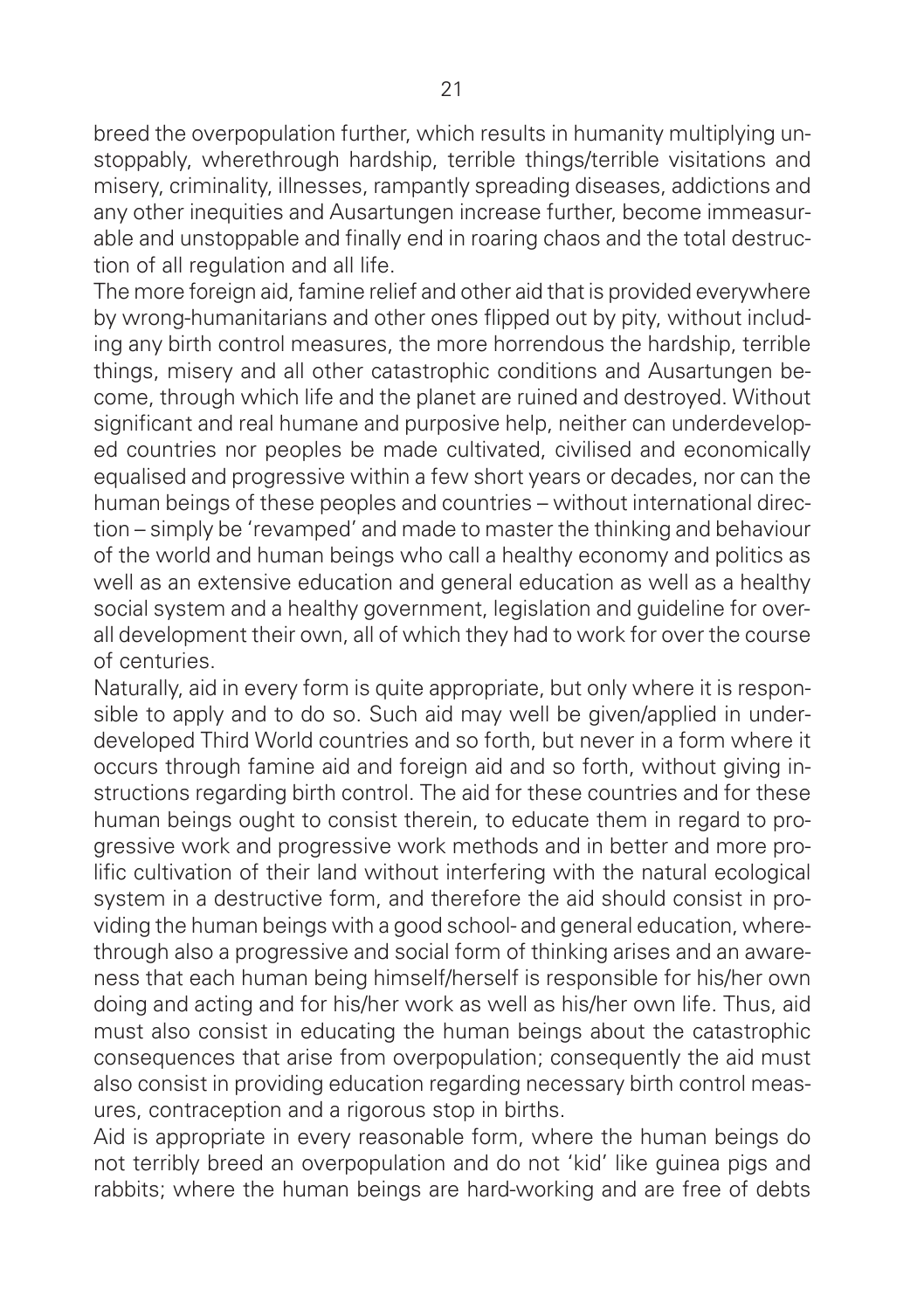breed the overpopulation further, which results in humanity multiplying unstoppably, wherethrough hardship, terrible things/terrible visitations and misery, criminality, illnesses, rampantly spreading diseases, addictions and any other inequities and Ausartungen increase further, become immeasurable and unstoppable and finally end in roaring chaos and the total destruction of all regulation and all life.

The more foreign aid, famine relief and other aid that is provided everywhere by wrong-humanitarians and other ones flipped out by pity, without including any birth control measures, the more horrendous the hardship, terrible things, misery and all other catastrophic conditions and Ausartungen become, through which life and the planet are ruined and destroyed. Without significant and real humane and purposive help, neither can underdeveloped countries nor peoples be made cultivated, civilised and economically equalised and progressive within a few short years or decades, nor can the human beings of these peoples and countries – without international direction – simply be 'revamped' and made to master the thinking and behaviour of the world and human beings who call a healthy economy and politics as well as an extensive education and general education as well as a healthy social system and a healthy government, legislation and guideline for overall development their own, all of which they had to work for over the course of centuries.

Naturally, aid in every form is quite appropriate, but only where it is responsible to apply and to do so. Such aid may well be given/applied in underdeveloped Third World countries and so forth, but never in a form where it occurs through famine aid and foreign aid and so forth, without giving instructions regarding birth control. The aid for these countries and for these human beings ought to consist therein, to educate them in regard to progressive work and progressive work methods and in better and more prolific cultivation of their land without interfering with the natural ecological system in a destructive form, and therefore the aid should consist in providing the human beings with a good school- and general education, wherethrough also a progressive and social form of thinking arises and an awareness that each human being himself/herself is responsible for his/her own doing and acting and for his/her work as well as his/her own life. Thus, aid must also consist in educating the human beings about the catastrophic consequences that arise from overpopulation; consequently the aid must also consist in providing education regarding necessary birth control measures, contraception and a rigorous stop in births.

Aid is appropriate in every reasonable form, where the human beings do not terribly breed an overpopulation and do not 'kid' like guinea pigs and rabbits; where the human beings are hard-working and are free of debts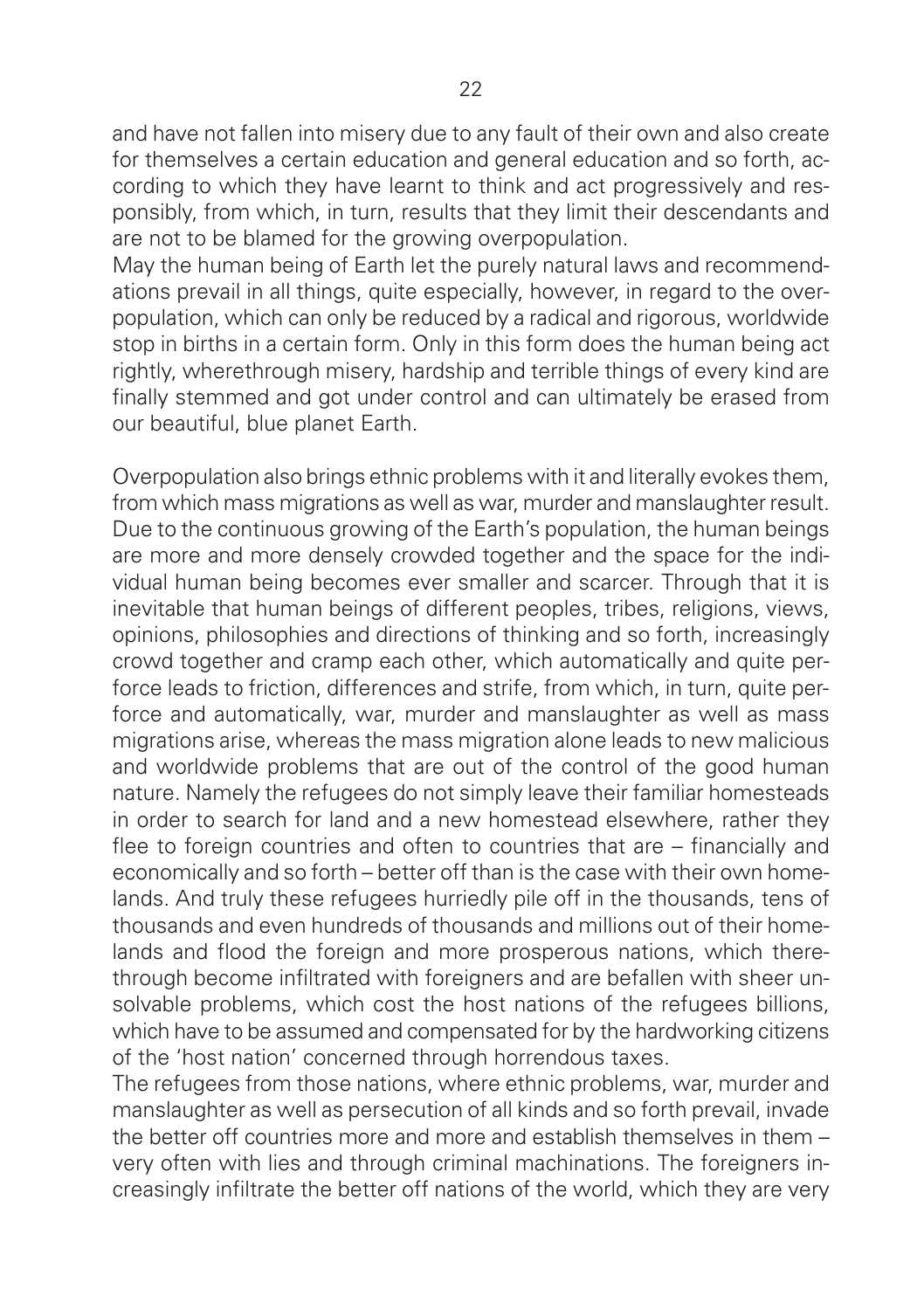and have not fallen into misery due to any fault of their own and also create for themselves a certain education and general education and so forth, according to which they have learnt to think and act progressively and responsibly, from which, in turn, results that they limit their descendants and are not to be blamed for the growing overpopulation.
May the human being of Earth let the purely natural laws and recommendations prevail in all things, quite especially, however, in regard to the overpopulation, which can only be reduced by a radical and rigorous, worldwide stop in births in a certain form. Only in this form does the human being act rightly, wherethrough misery, hardship and terrible things of every kind are finally stemmed and got under control and can ultimately be erased from our beautiful, blue planet Earth.

Overpopulation also brings ethnic problems with it and literally evokes them, from which mass migrations as well as war, murder and manslaughter result. Due to the continuous growing of the Earth's population, the human beings are more and more densely crowded together and the space for the individual human being becomes ever smaller and scarcer. Through that it is inevitable that human beings of different peoples, tribes, religions, views, opinions, philosophies and directions of thinking and so forth, increasingly crowd together and cramp each other, which automatically and quite perforce leads to friction, differences and strife, from which, in turn, quite perforce and automatically, war, murder and manslaughter as well as mass migrations arise, whereas the mass migration alone leads to new malicious and worldwide problems that are out of the control of the good human nature. Namely the refugees do not simply leave their familiar homesteads in order to search for land and a new homestead elsewhere, rather they flee to foreign countries and often to countries that are – financially and economically and so forth – better off than is the case with their own homelands. And truly these refugees hurriedly pile off in the thousands, tens of thousands and even hundreds of thousands and millions out of their homelands and flood the foreign and more prosperous nations, which therethrough become infiltrated with foreigners and are befallen with sheer unsolvable problems, which cost the host nations of the refugees billions, which have to be assumed and compensated for by the hardworking citizens of the 'host nation' concerned through horrendous taxes.
The refugees from those nations, where ethnic problems, war, murder and manslaughter as well as persecution of all kinds and so forth prevail, invade the better off countries more and more and establish themselves in them – very often with lies and through criminal machinations. The foreigners increasingly infiltrate the better off nations of the world, which they are very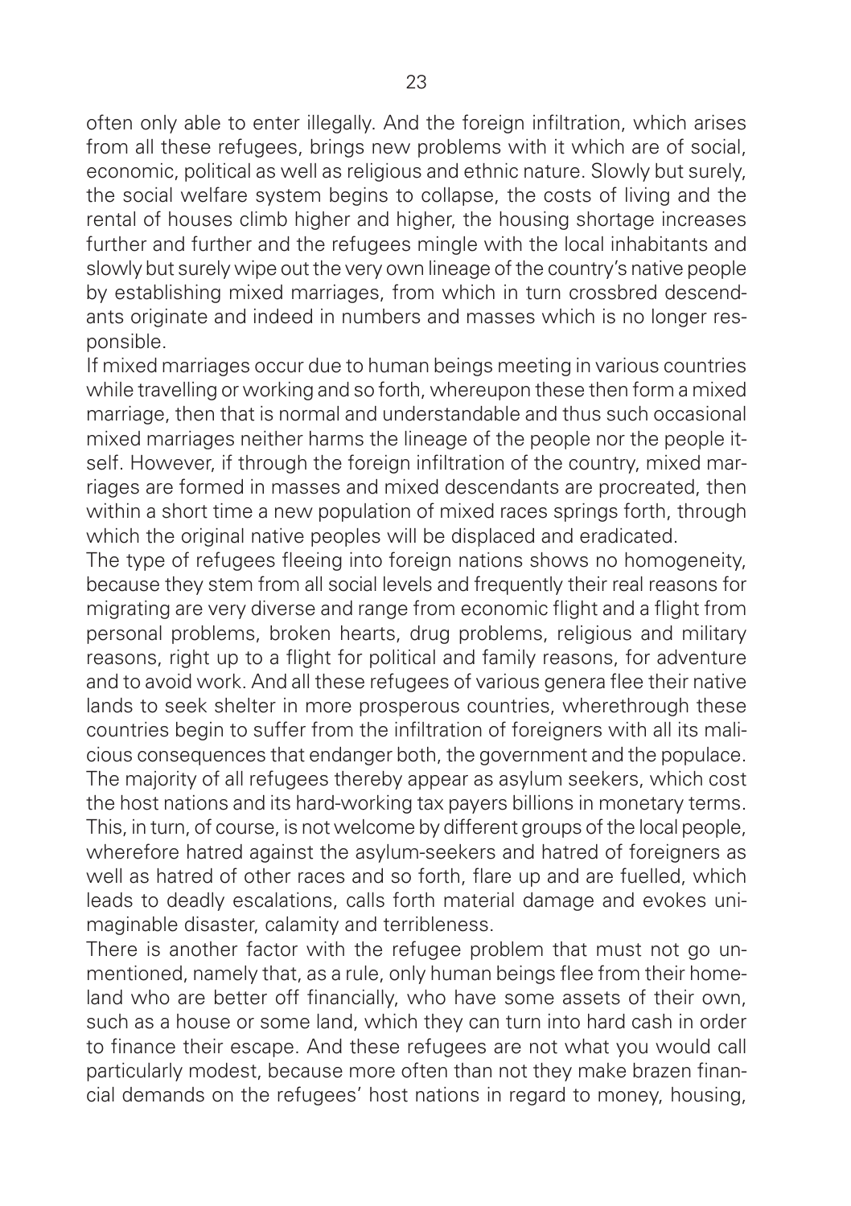often only able to enter illegally. And the foreign infiltration, which arises from all these refugees, brings new problems with it which are of social, economic, political as well as religious and ethnic nature. Slowly but surely, the social welfare system begins to collapse, the costs of living and the rental of houses climb higher and higher, the housing shortage increases further and further and the refugees mingle with the local inhabitants and slowly but surely wipe out the very own lineage of the country's native people by establishing mixed marriages, from which in turn crossbred descendants originate and indeed in numbers and masses which is no longer responsible.

If mixed marriages occur due to human beings meeting in various countries while travelling or working and so forth, whereupon these then form a mixed marriage, then that is normal and understandable and thus such occasional mixed marriages neither harms the lineage of the people nor the people itself. However, if through the foreign infiltration of the country, mixed marriages are formed in masses and mixed descendants are procreated, then within a short time a new population of mixed races springs forth, through which the original native peoples will be displaced and eradicated.

The type of refugees fleeing into foreign nations shows no homogeneity, because they stem from all social levels and frequently their real reasons for migrating are very diverse and range from economic flight and a flight from personal problems, broken hearts, drug problems, religious and military reasons, right up to a flight for political and family reasons, for adventure and to avoid work. And all these refugees of various genera flee their native lands to seek shelter in more prosperous countries, wherethrough these countries begin to suffer from the infiltration of foreigners with all its malicious consequences that endanger both, the government and the populace. The majority of all refugees thereby appear as asylum seekers, which cost the host nations and its hard-working tax payers billions in monetary terms. This, in turn, of course, is not welcome by different groups of the local people, wherefore hatred against the asylum-seekers and hatred of foreigners as well as hatred of other races and so forth, flare up and are fuelled, which leads to deadly escalations, calls forth material damage and evokes unimaginable disaster, calamity and terribleness.

There is another factor with the refugee problem that must not go unmentioned, namely that, as a rule, only human beings flee from their homeland who are better off financially, who have some assets of their own, such as a house or some land, which they can turn into hard cash in order to finance their escape. And these refugees are not what you would call particularly modest, because more often than not they make brazen financial demands on the refugees' host nations in regard to money, housing,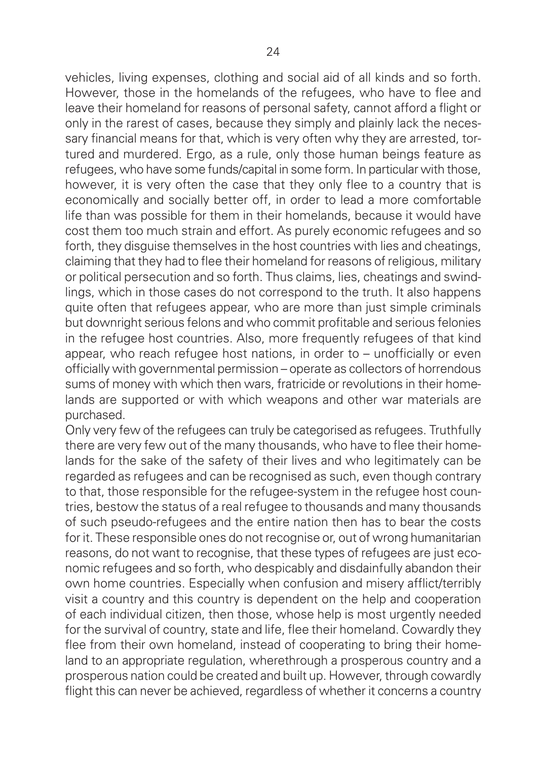vehicles, living expenses, clothing and social aid of all kinds and so forth. However, those in the homelands of the refugees, who have to flee and leave their homeland for reasons of personal safety, cannot afford a flight or only in the rarest of cases, because they simply and plainly lack the necessary financial means for that, which is very often why they are arrested, tortured and murdered. Ergo, as a rule, only those human beings feature as refugees, who have some funds/capital in some form. In particular with those, however, it is very often the case that they only flee to a country that is economically and socially better off, in order to lead a more comfortable life than was possible for them in their homelands, because it would have cost them too much strain and effort. As purely economic refugees and so forth, they disguise themselves in the host countries with lies and cheatings, claiming that they had to flee their homeland for reasons of religious, military or political persecution and so forth. Thus claims, lies, cheatings and swindlings, which in those cases do not correspond to the truth. It also happens quite often that refugees appear, who are more than just simple criminals but downright serious felons and who commit profitable and serious felonies in the refugee host countries. Also, more frequently refugees of that kind appear, who reach refugee host nations, in order to – unofficially or even officially with governmental permission – operate as collectors of horrendous sums of money with which then wars, fratricide or revolutions in their homelands are supported or with which weapons and other war materials are purchased.

Only very few of the refugees can truly be categorised as refugees. Truthfully there are very few out of the many thousands, who have to flee their homelands for the sake of the safety of their lives and who legitimately can be regarded as refugees and can be recognised as such, even though contrary to that, those responsible for the refugee-system in the refugee host countries, bestow the status of a real refugee to thousands and many thousands of such pseudo-refugees and the entire nation then has to bear the costs for it. These responsible ones do not recognise or, out of wrong humanitarian reasons, do not want to recognise, that these types of refugees are just economic refugees and so forth, who despicably and disdainfully abandon their own home countries. Especially when confusion and misery afflict/terribly visit a country and this country is dependent on the help and cooperation of each individual citizen, then those, whose help is most urgently needed for the survival of country, state and life, flee their homeland. Cowardly they flee from their own homeland, instead of cooperating to bring their homeland to an appropriate regulation, wherethrough a prosperous country and a prosperous nation could be created and built up. However, through cowardly flight this can never be achieved, regardless of whether it concerns a country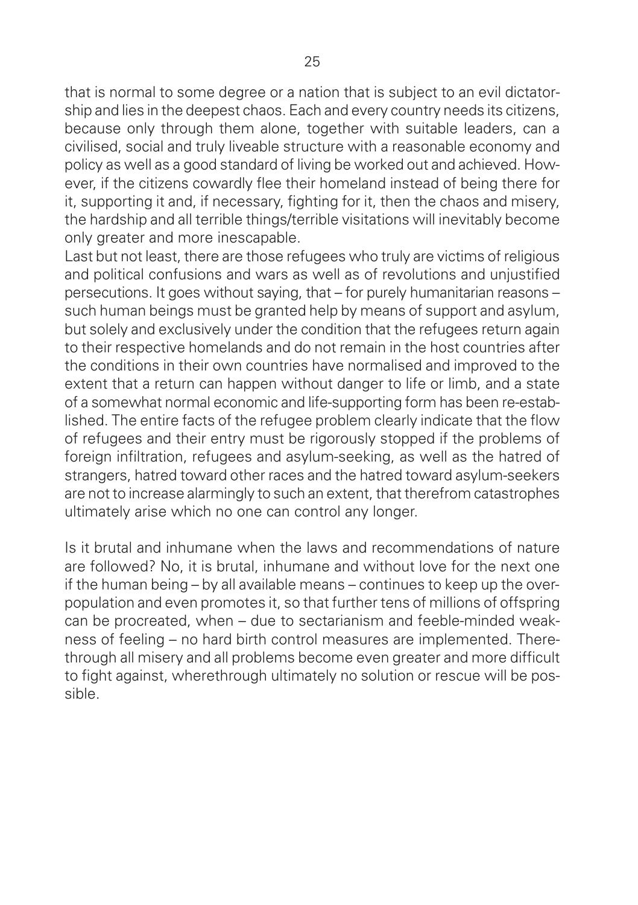that is normal to some degree or a nation that is subject to an evil dictatorship and lies in the deepest chaos. Each and every country needs its citizens, because only through them alone, together with suitable leaders, can a civilised, social and truly liveable structure with a reasonable economy and policy as well as a good standard of living be worked out and achieved. However, if the citizens cowardly flee their homeland instead of being there for it, supporting it and, if necessary, fighting for it, then the chaos and misery, the hardship and all terrible things/terrible visitations will inevitably become only greater and more inescapable.

Last but not least, there are those refugees who truly are victims of religious and political confusions and wars as well as of revolutions and unjustified persecutions. It goes without saying, that – for purely humanitarian reasons – such human beings must be granted help by means of support and asylum, but solely and exclusively under the condition that the refugees return again to their respective homelands and do not remain in the host countries after the conditions in their own countries have normalised and improved to the extent that a return can happen without danger to life or limb, and a state of a somewhat normal economic and life-supporting form has been re-established. The entire facts of the refugee problem clearly indicate that the flow of refugees and their entry must be rigorously stopped if the problems of foreign infiltration, refugees and asylum-seeking, as well as the hatred of strangers, hatred toward other races and the hatred toward asylum-seekers are not to increase alarmingly to such an extent, that therefrom catastrophes ultimately arise which no one can control any longer.

Is it brutal and inhumane when the laws and recommendations of nature are followed? No, it is brutal, inhumane and without love for the next one if the human being – by all available means – continues to keep up the overpopulation and even promotes it, so that further tens of millions of offspring can be procreated, when – due to sectarianism and feeble-minded weakness of feeling – no hard birth control measures are implemented. Therethrough all misery and all problems become even greater and more difficult to fight against, wherethrough ultimately no solution or rescue will be possible.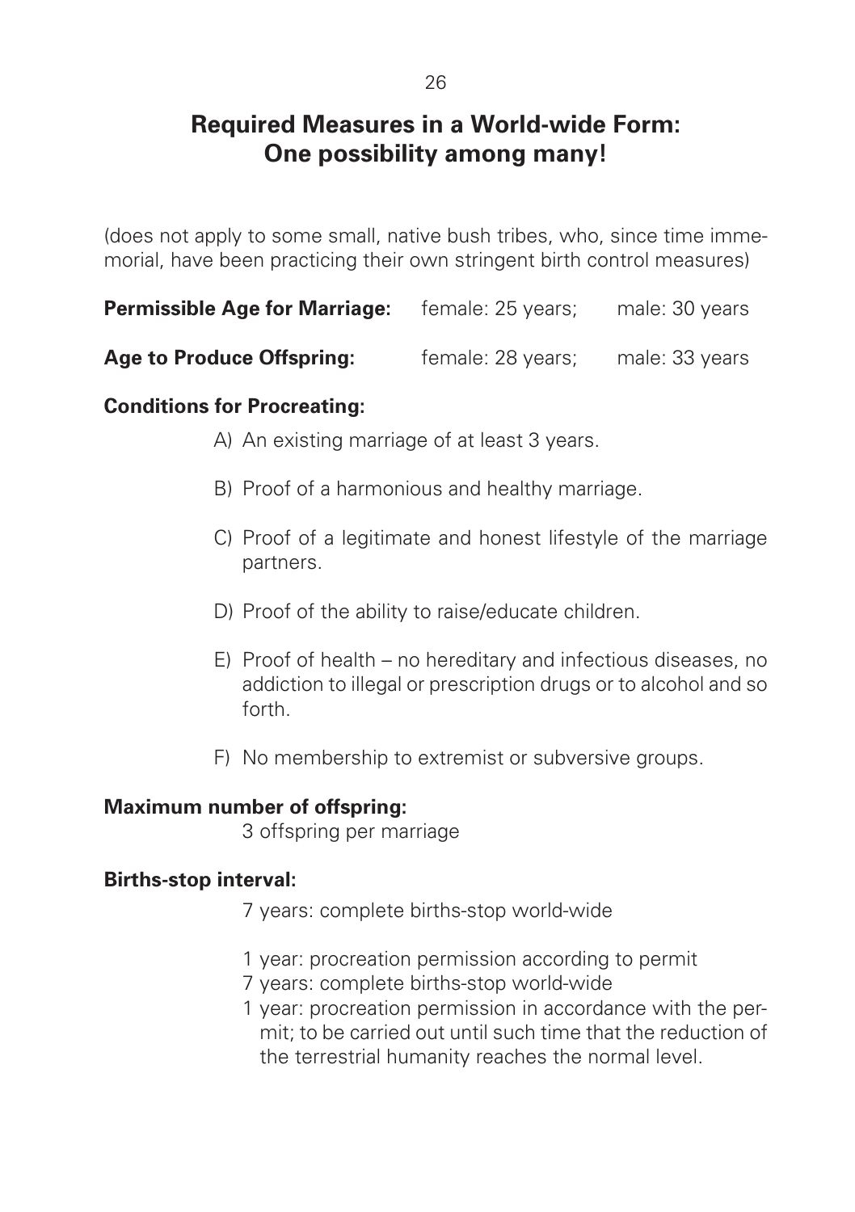# Required Measures in a World-wide Form: One possibility among many!

(does not apply to some small, native bush tribes, who, since time immemorial, have been practicing their own stringent birth control measures)

**Permissible Age for Marriage:** female: 25 years; male: 30 years

**Age to Produce Offspring:** female: 28 years; male: 33 years

**Conditions for Procreating:**

A) An existing marriage of at least 3 years.

B) Proof of a harmonious and healthy marriage.

C) Proof of a legitimate and honest lifestyle of the marriage partners.

D) Proof of the ability to raise/educate children.

E) Proof of health – no hereditary and infectious diseases, no addiction to illegal or prescription drugs or to alcohol and so forth.

F) No membership to extremist or subversive groups.

**Maximum number of offspring:**

3 offspring per marriage

**Births-stop interval:**

7 years: complete births-stop world-wide

1 year: procreation permission according to permit
7 years: complete births-stop world-wide
1 year: procreation permission in accordance with the permit; to be carried out until such time that the reduction of the terrestrial humanity reaches the normal level.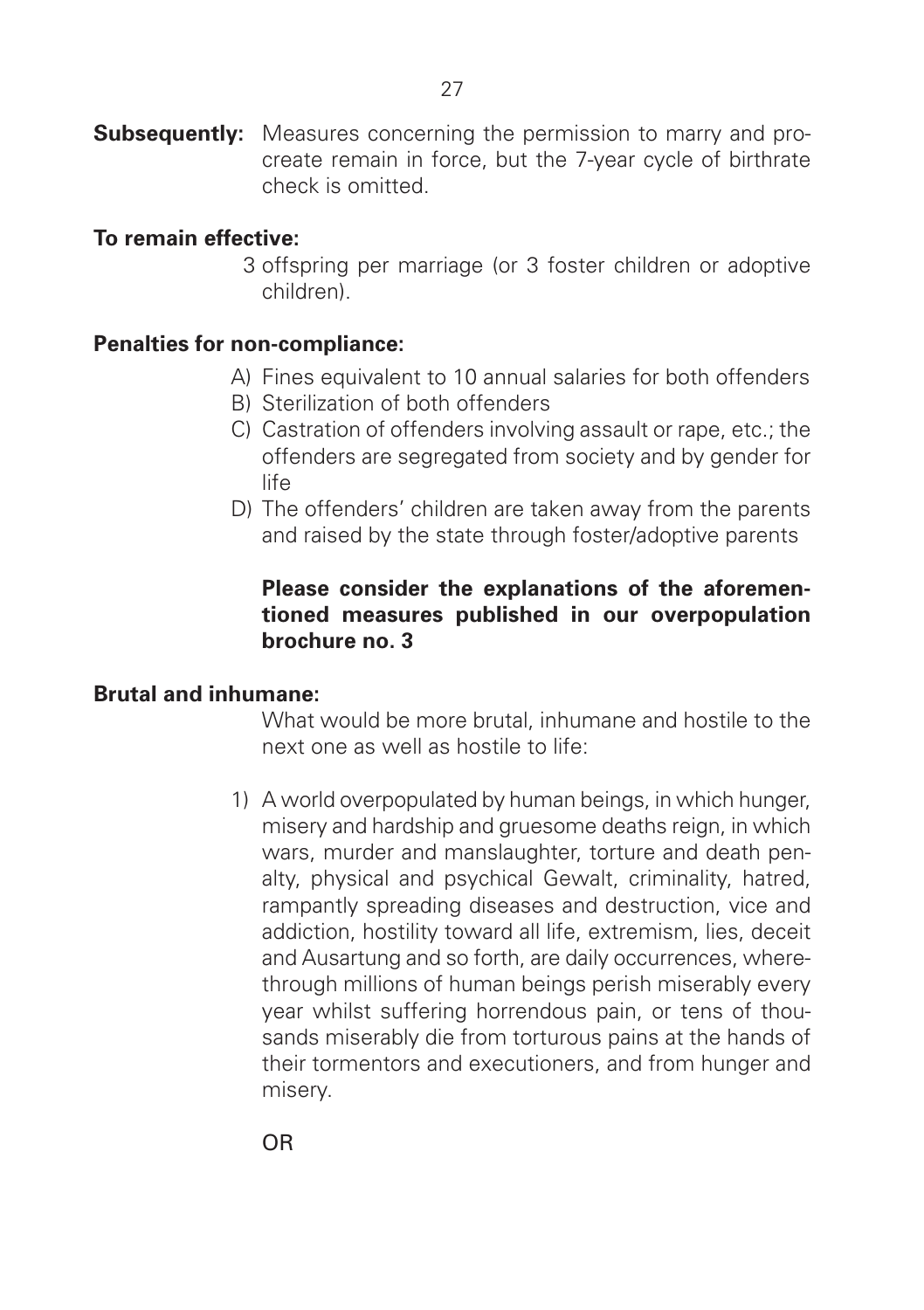**Subsequently:** Measures concerning the permission to marry and procreate remain in force, but the 7-year cycle of birthrate check is omitted.

**To remain effective:**

3 offspring per marriage (or 3 foster children or adoptive children).

**Penalties for non-compliance:**

A) Fines equivalent to 10 annual salaries for both offenders
B) Sterilization of both offenders
C) Castration of offenders involving assault or rape, etc.; the offenders are segregated from society and by gender for life
D) The offenders' children are taken away from the parents and raised by the state through foster/adoptive parents

**Please consider the explanations of the aforementioned measures published in our overpopulation brochure no. 3**

**Brutal and inhumane:**

What would be more brutal, inhumane and hostile to the next one as well as hostile to life:

1) A world overpopulated by human beings, in which hunger, misery and hardship and gruesome deaths reign, in which wars, murder and manslaughter, torture and death penalty, physical and psychical Gewalt, criminality, hatred, rampantly spreading diseases and destruction, vice and addiction, hostility toward all life, extremism, lies, deceit and Ausartung and so forth, are daily occurrences, wherethrough millions of human beings perish miserably every year whilst suffering horrendous pain, or tens of thousands miserably die from torturous pains at the hands of their tormentors and executioners, and from hunger and misery.

OR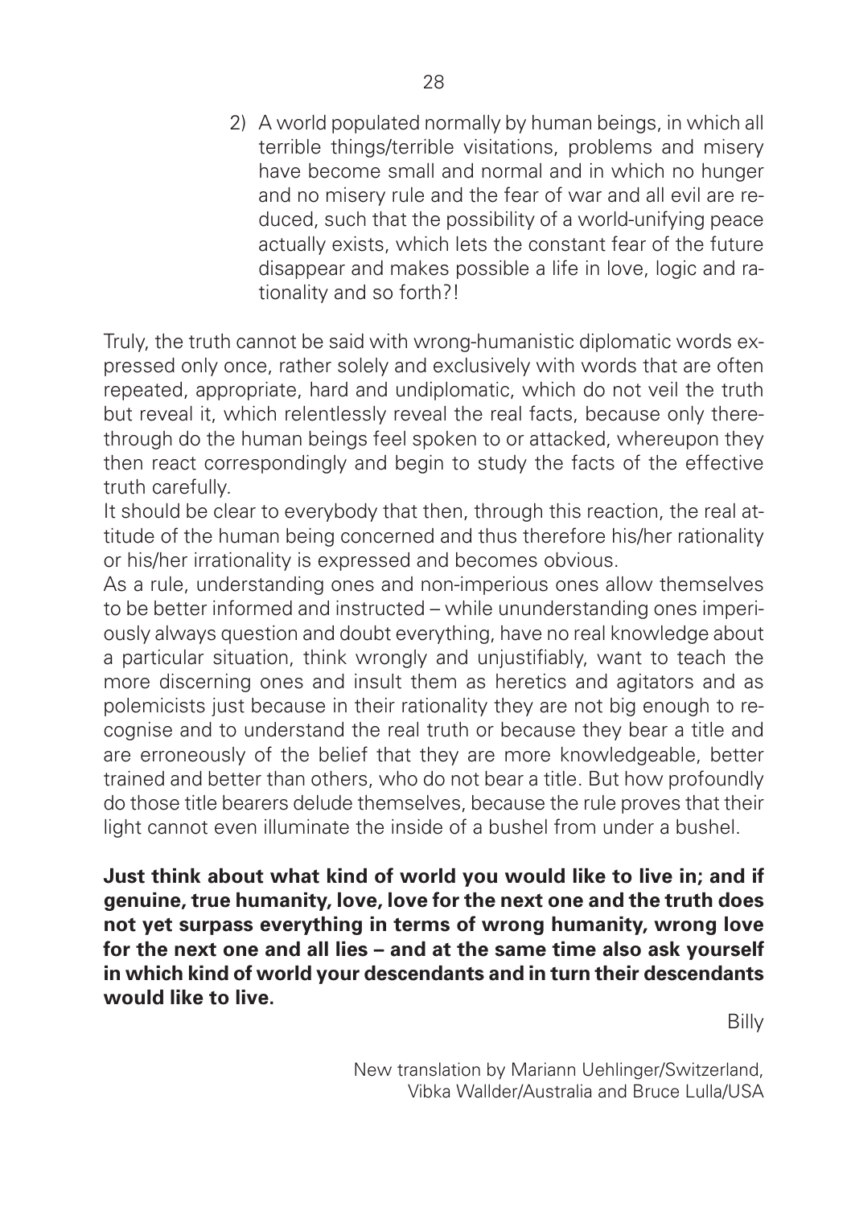2) A world populated normally by human beings, in which all terrible things/terrible visitations, problems and misery have become small and normal and in which no hunger and no misery rule and the fear of war and all evil are reduced, such that the possibility of a world-unifying peace actually exists, which lets the constant fear of the future disappear and makes possible a life in love, logic and rationality and so forth?!

Truly, the truth cannot be said with wrong-humanistic diplomatic words expressed only once, rather solely and exclusively with words that are often repeated, appropriate, hard and undiplomatic, which do not veil the truth but reveal it, which relentlessly reveal the real facts, because only therethrough do the human beings feel spoken to or attacked, whereupon they then react correspondingly and begin to study the facts of the effective truth carefully.
It should be clear to everybody that then, through this reaction, the real attitude of the human being concerned and thus therefore his/her rationality or his/her irrationality is expressed and becomes obvious.
As a rule, understanding ones and non-imperious ones allow themselves to be better informed and instructed – while ununderstanding ones imperiously always question and doubt everything, have no real knowledge about a particular situation, think wrongly and unjustifiably, want to teach the more discerning ones and insult them as heretics and agitators and as polemicists just because in their rationality they are not big enough to recognise and to understand the real truth or because they bear a title and are erroneously of the belief that they are more knowledgeable, better trained and better than others, who do not bear a title. But how profoundly do those title bearers delude themselves, because the rule proves that their light cannot even illuminate the inside of a bushel from under a bushel.

**Just think about what kind of world you would like to live in; and if genuine, true humanity, love, love for the next one and the truth does not yet surpass everything in terms of wrong humanity, wrong love for the next one and all lies – and at the same time also ask yourself in which kind of world your descendants and in turn their descendants would like to live.**

Billy

New translation by Mariann Uehlinger/Switzerland,
Vibka Wallder/Australia and Bruce Lulla/USA